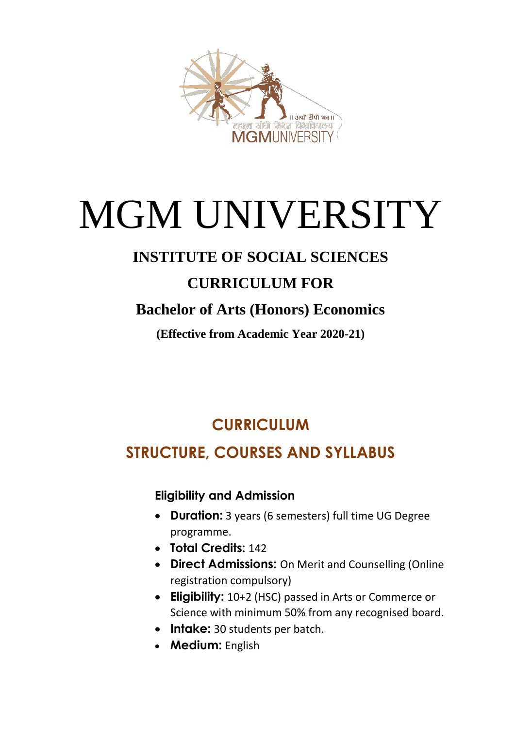# MGM UNIVERSITY

## INSTITUTE OF SOCIAL SCIENCES

## CURRICULUM FOR

## Bachelor of Arts (Honors) Economics

**(Effective from Academic Year 2020-21)**

## CURRICULUM

## STRUCTURE, COURSES AND SYLLABUS

### Eligibility and Admission

- **Duration:** 3 years (6 semesters) full time UG Degree programme.
- **Total Credits:** 142
- **Direct Admissions:** On Merit and Counselling (Online registration compulsory)
- **Eligibility:** 10+2 (HSC) passed in Arts or Commerce or Science with minimum 50% from any recognised board.
- **Intake:** 30 students per batch.
- **Medium:** English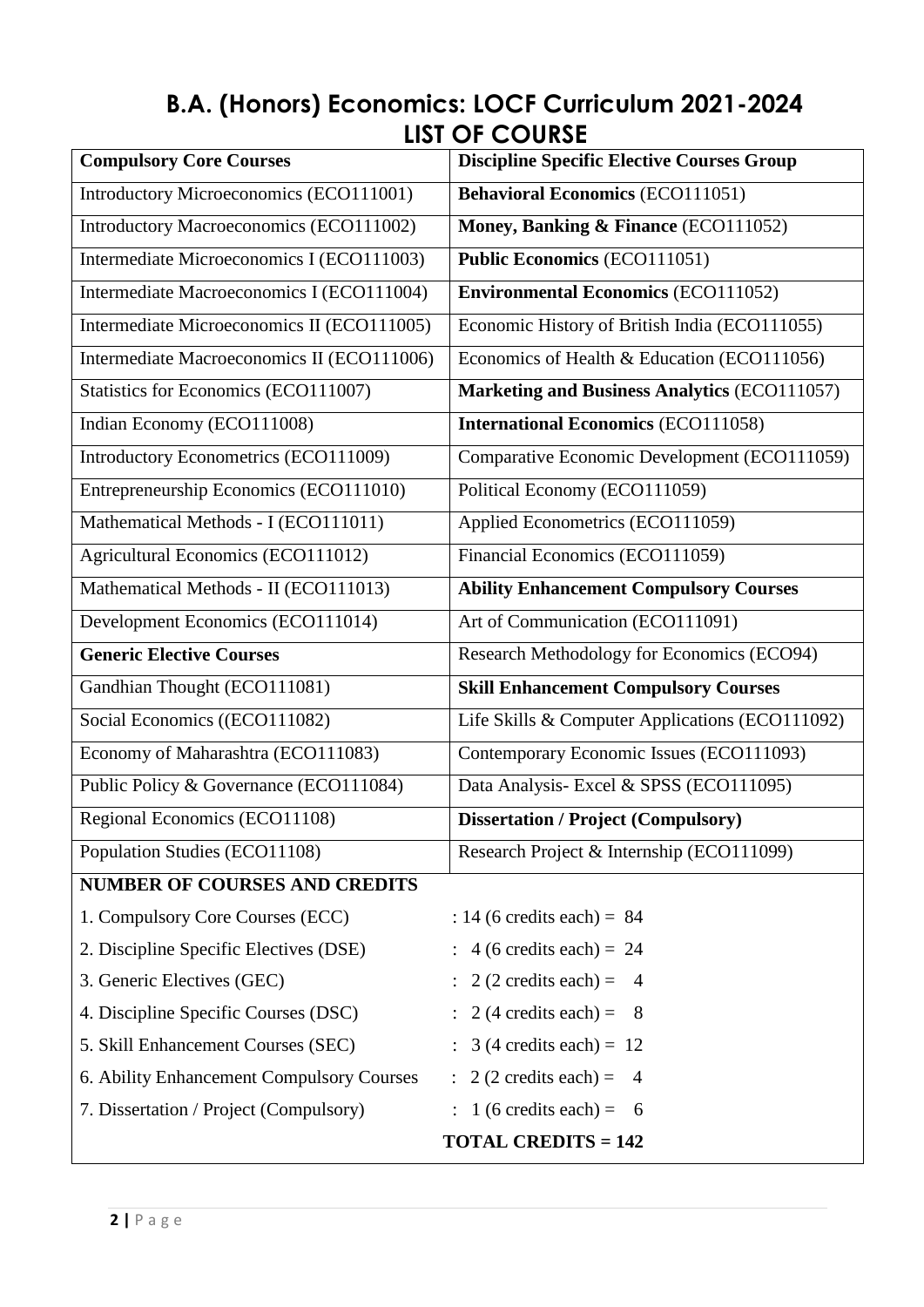# B.A. (Honors) Economics: LOCF Curriculum 2021-2024

## LIST OF COURSE

| **Compulsory Core Courses** | **Discipline Specific Elective Courses Group** |
|---|---|
| Introductory Microeconomics (ECO111001) | **Behavioral Economics** (ECO111051) |
| Introductory Macroeconomics (ECO111002) | **Money, Banking & Finance** (ECO111052) |
| Intermediate Microeconomics I (ECO111003) | **Public Economics** (ECO111051) |
| Intermediate Macroeconomics I (ECO111004) | **Environmental Economics** (ECO111052) |
| Intermediate Microeconomics II (ECO111005) | Economic History of British India (ECO111055) |
| Intermediate Macroeconomics II (ECO111006) | Economics of Health & Education (ECO111056) |
| Statistics for Economics (ECO111007) | **Marketing and Business Analytics** (ECO111057) |
| Indian Economy (ECO111008) | **International Economics** (ECO111058) |
| Introductory Econometrics (ECO111009) | Comparative Economic Development (ECO111059) |
| Entrepreneurship Economics (ECO111010) | Political Economy (ECO111059) |
| Mathematical Methods - I (ECO111011) | Applied Econometrics (ECO111059) |
| Agricultural Economics (ECO111012) | Financial Economics (ECO111059) |
| Mathematical Methods - II (ECO111013) | **Ability Enhancement Compulsory Courses** |
| Development Economics (ECO111014) | Art of Communication (ECO111091) |
| **Generic Elective Courses** | Research Methodology for Economics (ECO94) |
| Gandhian Thought (ECO111081) | **Skill Enhancement Compulsory Courses** |
| Social Economics ((ECO111082) | Life Skills & Computer Applications (ECO111092) |
| Economy of Maharashtra (ECO111083) | Contemporary Economic Issues (ECO111093) |
| Public Policy & Governance (ECO111084) | Data Analysis- Excel & SPSS (ECO111095) |
| Regional Economics (ECO11108) | **Dissertation / Project (Compulsory)** |
| Population Studies (ECO11108) | Research Project & Internship (ECO111099) |

**NUMBER OF COURSES AND CREDITS**

| | |
|---|---|
| 1. Compulsory Core Courses (ECC) | : 14 (6 credits each) = 84 |
| 2. Discipline Specific Electives (DSE) | : 4 (6 credits each) = 24 |
| 3. Generic Electives (GEC) | : 2 (2 credits each) = 4 |
| 4. Discipline Specific Courses (DSC) | : 2 (4 credits each) = 8 |
| 5. Skill Enhancement Courses (SEC) | : 3 (4 credits each) = 12 |
| 6. Ability Enhancement Compulsory Courses | : 2 (2 credits each) = 4 |
| 7. Dissertation / Project (Compulsory) | : 1 (6 credits each) = 6 |

**TOTAL CREDITS = 142**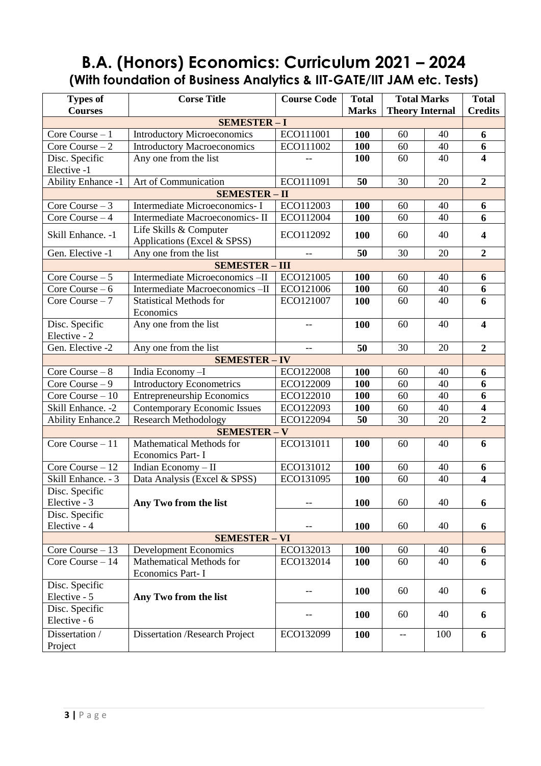# B.A. (Honors) Economics: Curriculum 2021 – 2024

## (With foundation of Business Analytics & IIT-GATE/IIT JAM etc. Tests)

| Types of Courses | Corse Title | Course Code | Total Marks | Total Marks | | Total Credits |
|---|---|---|---|---|---|---|
| | | | | Theory | Internal | |
| **SEMESTER – I** | | | | | | |
| Core Course – 1 | Introductory Microeconomics | ECO111001 | **100** | 60 | 40 | **6** |
| Core Course – 2 | Introductory Macroeconomics | ECO111002 | **100** | 60 | 40 | **6** |
| Disc. Specific Elective -1 | Any one from the list | -- | **100** | 60 | 40 | **4** |
| Ability Enhance -1 | Art of Communication | ECO111091 | **50** | 30 | 20 | **2** |
| **SEMESTER – II** | | | | | | |
| Core Course – 3 | Intermediate Microeconomics- I | ECO112003 | **100** | 60 | 40 | **6** |
| Core Course – 4 | Intermediate Macroeconomics- II | ECO112004 | **100** | 60 | 40 | **6** |
| Skill Enhance. -1 | Life Skills & Computer Applications (Excel & SPSS) | ECO112092 | **100** | 60 | 40 | **4** |
| Gen. Elective -1 | Any one from the list | -- | **50** | 30 | 20 | **2** |
| **SEMESTER – III** | | | | | | |
| Core Course – 5 | Intermediate Microeconomics –II | ECO121005 | **100** | 60 | 40 | **6** |
| Core Course – 6 | Intermediate Macroeconomics –II | ECO121006 | **100** | 60 | 40 | **6** |
| Core Course – 7 | Statistical Methods for Economics | ECO121007 | **100** | 60 | 40 | **6** |
| Disc. Specific Elective - 2 | Any one from the list | -- | **100** | 60 | 40 | **4** |
| Gen. Elective -2 | Any one from the list | -- | **50** | 30 | 20 | **2** |
| **SEMESTER – IV** | | | | | | |
| Core Course – 8 | India Economy –I | ECO122008 | **100** | 60 | 40 | **6** |
| Core Course – 9 | Introductory Econometrics | ECO122009 | **100** | 60 | 40 | **6** |
| Core Course – 10 | Entrepreneurship Economics | ECO122010 | **100** | 60 | 40 | **6** |
| Skill Enhance. -2 | Contemporary Economic Issues | ECO122093 | **100** | 60 | 40 | **4** |
| Ability Enhance.2 | Research Methodology | ECO122094 | **50** | 30 | 20 | **2** |
| **SEMESTER – V** | | | | | | |
| Core Course – 11 | Mathematical Methods for Economics Part- I | ECO131011 | **100** | 60 | 40 | **6** |
| Core Course – 12 | Indian Economy – II | ECO131012 | **100** | 60 | 40 | **6** |
| Skill Enhance. - 3 | Data Analysis (Excel & SPSS) | ECO131095 | **100** | 60 | 40 | **4** |
| Disc. Specific Elective - 3 | **Any Two from the list** | -- | **100** | 60 | 40 | **6** |
| Disc. Specific Elective - 4 | | -- | **100** | 60 | 40 | **6** |
| **SEMESTER – VI** | | | | | | |
| Core Course – 13 | Development Economics | ECO132013 | **100** | 60 | 40 | **6** |
| Core Course – 14 | Mathematical Methods for Economics Part- I | ECO132014 | **100** | 60 | 40 | **6** |
| Disc. Specific Elective - 5 | **Any Two from the list** | -- | **100** | 60 | 40 | **6** |
| Disc. Specific Elective - 6 | | -- | **100** | 60 | 40 | **6** |
| Dissertation / Project | Dissertation /Research Project | ECO132099 | **100** | -- | 100 | **6** |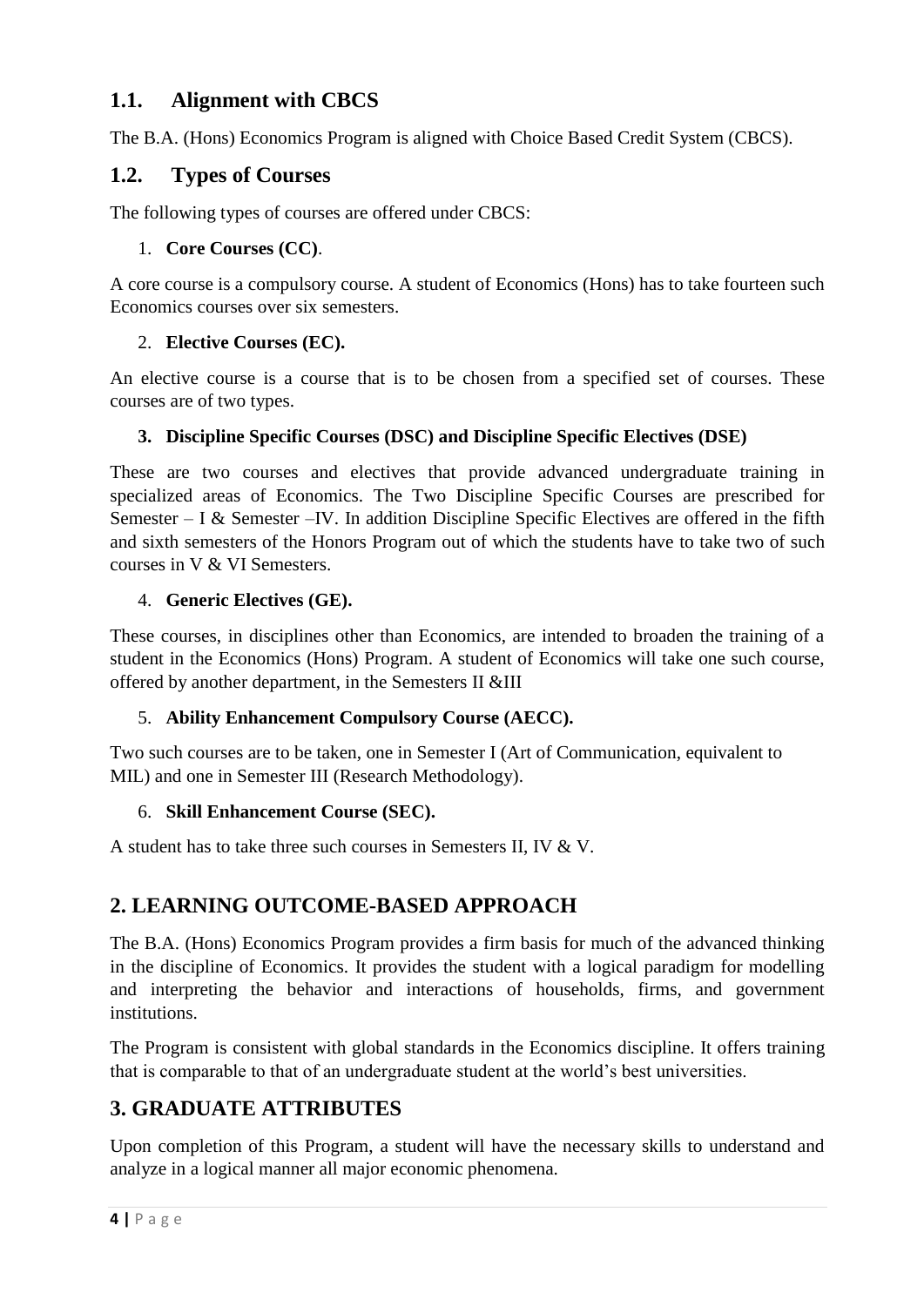## 1.1. Alignment with CBCS

The B.A. (Hons) Economics Program is aligned with Choice Based Credit System (CBCS).

## 1.2. Types of Courses

The following types of courses are offered under CBCS:

1. **Core Courses (CC)**.

A core course is a compulsory course. A student of Economics (Hons) has to take fourteen such Economics courses over six semesters.

2. **Elective Courses (EC).**

An elective course is a course that is to be chosen from a specified set of courses. These courses are of two types.

3. **Discipline Specific Courses (DSC) and Discipline Specific Electives (DSE)**

These are two courses and electives that provide advanced undergraduate training in specialized areas of Economics. The Two Discipline Specific Courses are prescribed for Semester – I & Semester –IV. In addition Discipline Specific Electives are offered in the fifth and sixth semesters of the Honors Program out of which the students have to take two of such courses in V & VI Semesters.

4. **Generic Electives (GE).**

These courses, in disciplines other than Economics, are intended to broaden the training of a student in the Economics (Hons) Program. A student of Economics will take one such course, offered by another department, in the Semesters II &III

5. **Ability Enhancement Compulsory Course (AECC).**

Two such courses are to be taken, one in Semester I (Art of Communication, equivalent to MIL) and one in Semester III (Research Methodology).

6. **Skill Enhancement Course (SEC).**

A student has to take three such courses in Semesters II, IV & V.

## 2. LEARNING OUTCOME-BASED APPROACH

The B.A. (Hons) Economics Program provides a firm basis for much of the advanced thinking in the discipline of Economics. It provides the student with a logical paradigm for modelling and interpreting the behavior and interactions of households, firms, and government institutions.

The Program is consistent with global standards in the Economics discipline. It offers training that is comparable to that of an undergraduate student at the world's best universities.

## 3. GRADUATE ATTRIBUTES

Upon completion of this Program, a student will have the necessary skills to understand and analyze in a logical manner all major economic phenomena.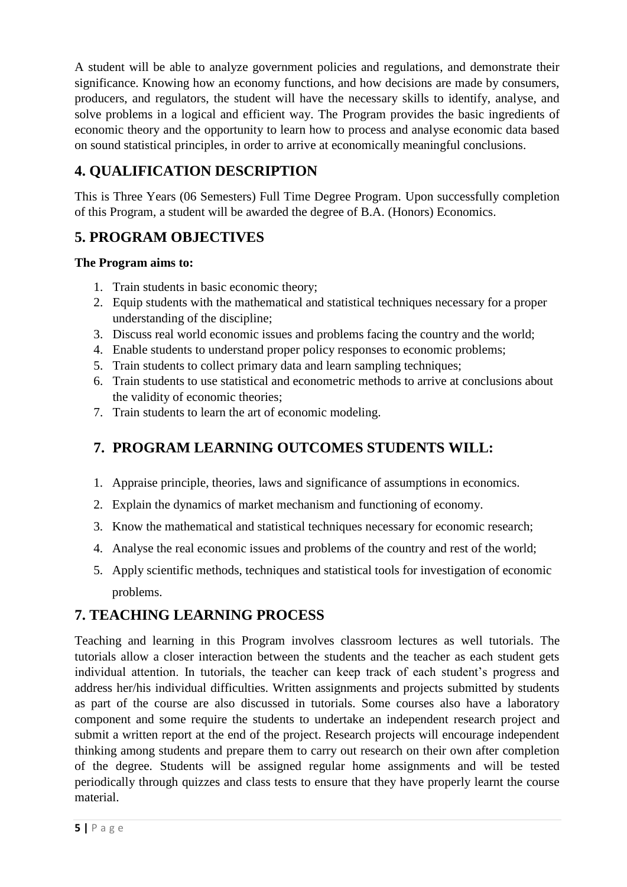A student will be able to analyze government policies and regulations, and demonstrate their significance. Knowing how an economy functions, and how decisions are made by consumers, producers, and regulators, the student will have the necessary skills to identify, analyse, and solve problems in a logical and efficient way. The Program provides the basic ingredients of economic theory and the opportunity to learn how to process and analyse economic data based on sound statistical principles, in order to arrive at economically meaningful conclusions.

## 4. QUALIFICATION DESCRIPTION

This is Three Years (06 Semesters) Full Time Degree Program. Upon successfully completion of this Program, a student will be awarded the degree of B.A. (Honors) Economics.

## 5. PROGRAM OBJECTIVES

**The Program aims to:**

1. Train students in basic economic theory;
2. Equip students with the mathematical and statistical techniques necessary for a proper understanding of the discipline;
3. Discuss real world economic issues and problems facing the country and the world;
4. Enable students to understand proper policy responses to economic problems;
5. Train students to collect primary data and learn sampling techniques;
6. Train students to use statistical and econometric methods to arrive at conclusions about the validity of economic theories;
7. Train students to learn the art of economic modeling.

## 7. PROGRAM LEARNING OUTCOMES STUDENTS WILL:

1. Appraise principle, theories, laws and significance of assumptions in economics.
2. Explain the dynamics of market mechanism and functioning of economy.
3. Know the mathematical and statistical techniques necessary for economic research;
4. Analyse the real economic issues and problems of the country and rest of the world;
5. Apply scientific methods, techniques and statistical tools for investigation of economic problems.

## 7. TEACHING LEARNING PROCESS

Teaching and learning in this Program involves classroom lectures as well tutorials. The tutorials allow a closer interaction between the students and the teacher as each student gets individual attention. In tutorials, the teacher can keep track of each student's progress and address her/his individual difficulties. Written assignments and projects submitted by students as part of the course are also discussed in tutorials. Some courses also have a laboratory component and some require the students to undertake an independent research project and submit a written report at the end of the project. Research projects will encourage independent thinking among students and prepare them to carry out research on their own after completion of the degree. Students will be assigned regular home assignments and will be tested periodically through quizzes and class tests to ensure that they have properly learnt the course material.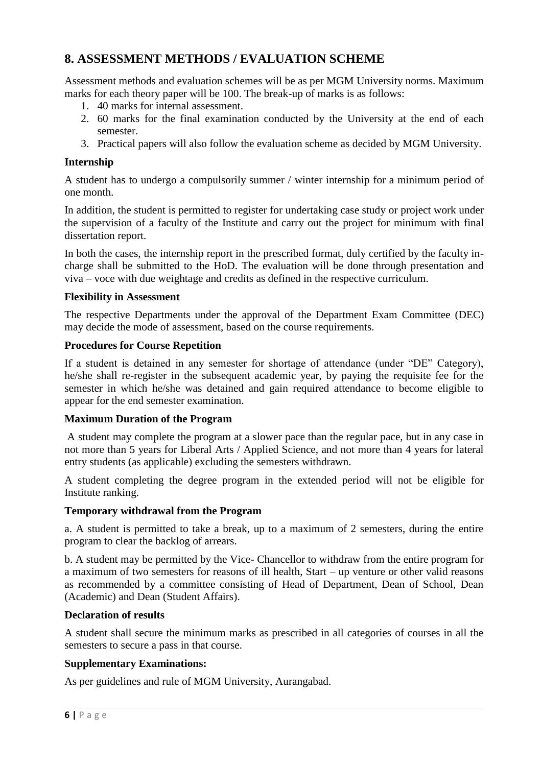## 8. ASSESSMENT METHODS / EVALUATION SCHEME

Assessment methods and evaluation schemes will be as per MGM University norms. Maximum marks for each theory paper will be 100. The break-up of marks is as follows:

1. 40 marks for internal assessment.
2. 60 marks for the final examination conducted by the University at the end of each semester.
3. Practical papers will also follow the evaluation scheme as decided by MGM University.

**Internship**

A student has to undergo a compulsorily summer / winter internship for a minimum period of one month.

In addition, the student is permitted to register for undertaking case study or project work under the supervision of a faculty of the Institute and carry out the project for minimum with final dissertation report.

In both the cases, the internship report in the prescribed format, duly certified by the faculty in-charge shall be submitted to the HoD. The evaluation will be done through presentation and viva – voce with due weightage and credits as defined in the respective curriculum.

**Flexibility in Assessment**

The respective Departments under the approval of the Department Exam Committee (DEC) may decide the mode of assessment, based on the course requirements.

**Procedures for Course Repetition**

If a student is detained in any semester for shortage of attendance (under "DE" Category), he/she shall re-register in the subsequent academic year, by paying the requisite fee for the semester in which he/she was detained and gain required attendance to become eligible to appear for the end semester examination.

**Maximum Duration of the Program**

A student may complete the program at a slower pace than the regular pace, but in any case in not more than 5 years for Liberal Arts / Applied Science, and not more than 4 years for lateral entry students (as applicable) excluding the semesters withdrawn.

A student completing the degree program in the extended period will not be eligible for Institute ranking.

**Temporary withdrawal from the Program**

a. A student is permitted to take a break, up to a maximum of 2 semesters, during the entire program to clear the backlog of arrears.

b. A student may be permitted by the Vice- Chancellor to withdraw from the entire program for a maximum of two semesters for reasons of ill health, Start – up venture or other valid reasons as recommended by a committee consisting of Head of Department, Dean of School, Dean (Academic) and Dean (Student Affairs).

**Declaration of results**

A student shall secure the minimum marks as prescribed in all categories of courses in all the semesters to secure a pass in that course.

**Supplementary Examinations:**

As per guidelines and rule of MGM University, Aurangabad.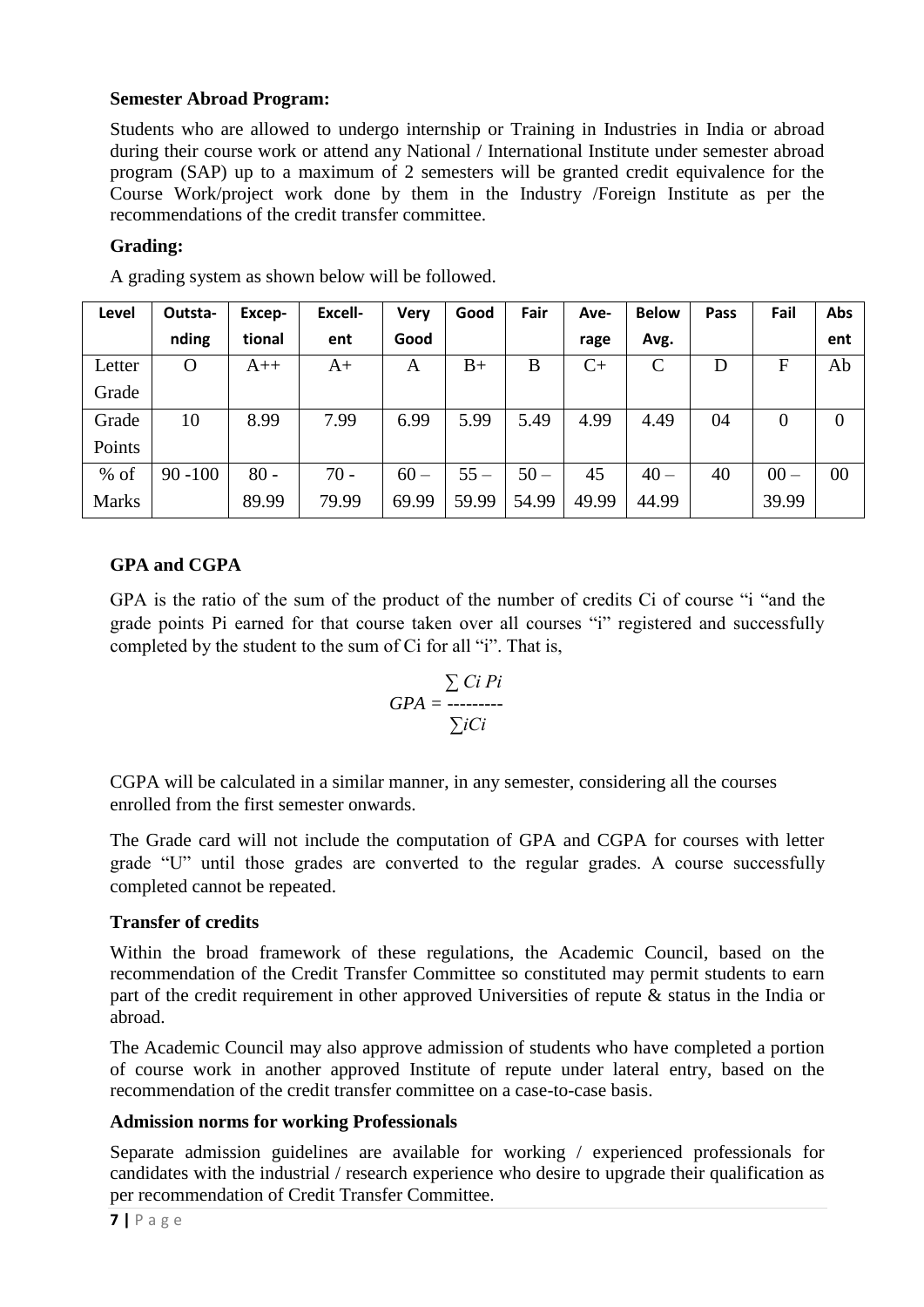### Semester Abroad Program:

Students who are allowed to undergo internship or Training in Industries in India or abroad during their course work or attend any National / International Institute under semester abroad program (SAP) up to a maximum of 2 semesters will be granted credit equivalence for the Course Work/project work done by them in the Industry /Foreign Institute as per the recommendations of the credit transfer committee.

### Grading:

A grading system as shown below will be followed.

| Level | Outstanding | Exceptional | Excellent | Very Good | Good | Fair | Average | Below Avg. | Pass | Fail | Absent |
|---|---|---|---|---|---|---|---|---|---|---|---|
| Letter Grade | O | A++ | A+ | A | B+ | B | C+ | C | D | F | Ab |
| Grade Points | 10 | 8.99 | 7.99 | 6.99 | 5.99 | 5.49 | 4.99 | 4.49 | 04 | 0 | 0 |
| % of Marks | 90 -100 | 80 - 89.99 | 70 - 79.99 | 60 – 69.99 | 55 – 59.99 | 50 – 54.99 | 45 49.99 | 40 – 44.99 | 40 | 00 – 39.99 | 00 |

### GPA and CGPA

GPA is the ratio of the sum of the product of the number of credits Ci of course "i "and the grade points Pi earned for that course taken over all courses "i" registered and successfully completed by the student to the sum of Ci for all "i". That is,

$$GPA = \frac{\sum Ci\ Pi}{\sum iCi}$$

CGPA will be calculated in a similar manner, in any semester, considering all the courses enrolled from the first semester onwards.

The Grade card will not include the computation of GPA and CGPA for courses with letter grade "U" until those grades are converted to the regular grades. A course successfully completed cannot be repeated.

### Transfer of credits

Within the broad framework of these regulations, the Academic Council, based on the recommendation of the Credit Transfer Committee so constituted may permit students to earn part of the credit requirement in other approved Universities of repute & status in the India or abroad.

The Academic Council may also approve admission of students who have completed a portion of course work in another approved Institute of repute under lateral entry, based on the recommendation of the credit transfer committee on a case-to-case basis.

### Admission norms for working Professionals

Separate admission guidelines are available for working / experienced professionals for candidates with the industrial / research experience who desire to upgrade their qualification as per recommendation of Credit Transfer Committee.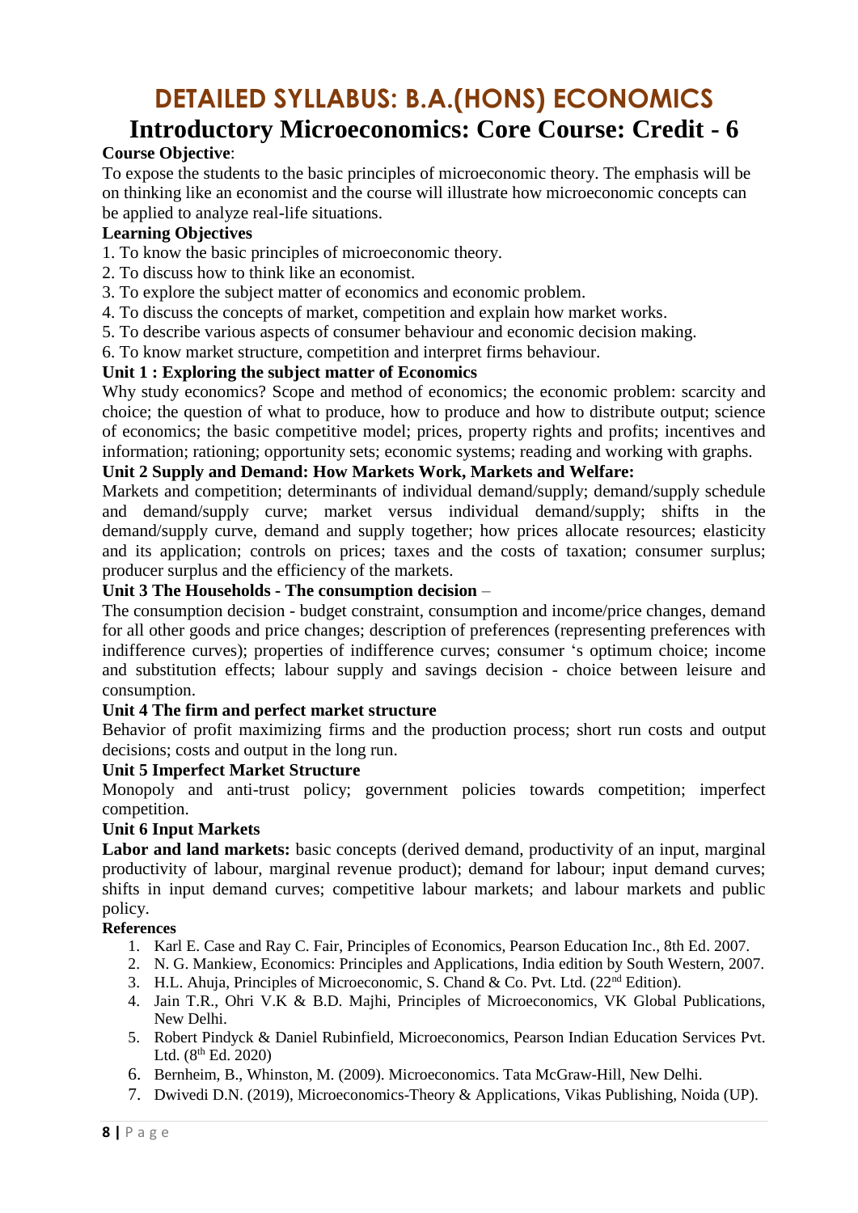# DETAILED SYLLABUS: B.A.(HONS) ECONOMICS

## Introductory Microeconomics: Core Course: Credit - 6

**Course Objective**:

To expose the students to the basic principles of microeconomic theory. The emphasis will be on thinking like an economist and the course will illustrate how microeconomic concepts can be applied to analyze real-life situations.

**Learning Objectives**

1. To know the basic principles of microeconomic theory.
2. To discuss how to think like an economist.
3. To explore the subject matter of economics and economic problem.
4. To discuss the concepts of market, competition and explain how market works.
5. To describe various aspects of consumer behaviour and economic decision making.
6. To know market structure, competition and interpret firms behaviour.

**Unit 1 : Exploring the subject matter of Economics**

Why study economics? Scope and method of economics; the economic problem: scarcity and choice; the question of what to produce, how to produce and how to distribute output; science of economics; the basic competitive model; prices, property rights and profits; incentives and information; rationing; opportunity sets; economic systems; reading and working with graphs.

**Unit 2 Supply and Demand: How Markets Work, Markets and Welfare:**

Markets and competition; determinants of individual demand/supply; demand/supply schedule and demand/supply curve; market versus individual demand/supply; shifts in the demand/supply curve, demand and supply together; how prices allocate resources; elasticity and its application; controls on prices; taxes and the costs of taxation; consumer surplus; producer surplus and the efficiency of the markets.

**Unit 3 The Households - The consumption decision** –

The consumption decision - budget constraint, consumption and income/price changes, demand for all other goods and price changes; description of preferences (representing preferences with indifference curves); properties of indifference curves; consumer 's optimum choice; income and substitution effects; labour supply and savings decision - choice between leisure and consumption.

**Unit 4 The firm and perfect market structure**

Behavior of profit maximizing firms and the production process; short run costs and output decisions; costs and output in the long run.

**Unit 5 Imperfect Market Structure**

Monopoly and anti-trust policy; government policies towards competition; imperfect competition.

**Unit 6 Input Markets**

**Labor and land markets:** basic concepts (derived demand, productivity of an input, marginal productivity of labour, marginal revenue product); demand for labour; input demand curves; shifts in input demand curves; competitive labour markets; and labour markets and public policy.

**References**

1. Karl E. Case and Ray C. Fair, Principles of Economics, Pearson Education Inc., 8th Ed. 2007.
2. N. G. Mankiew, Economics: Principles and Applications, India edition by South Western, 2007.
3. H.L. Ahuja, Principles of Microeconomic, S. Chand & Co. Pvt. Ltd. (22nd Edition).
4. Jain T.R., Ohri V.K & B.D. Majhi, Principles of Microeconomics, VK Global Publications, New Delhi.
5. Robert Pindyck & Daniel Rubinfield, Microeconomics, Pearson Indian Education Services Pvt. Ltd. (8th Ed. 2020)
6. Bernheim, B., Whinston, M. (2009). Microeconomics. Tata McGraw-Hill, New Delhi.
7. Dwivedi D.N. (2019), Microeconomics-Theory & Applications, Vikas Publishing, Noida (UP).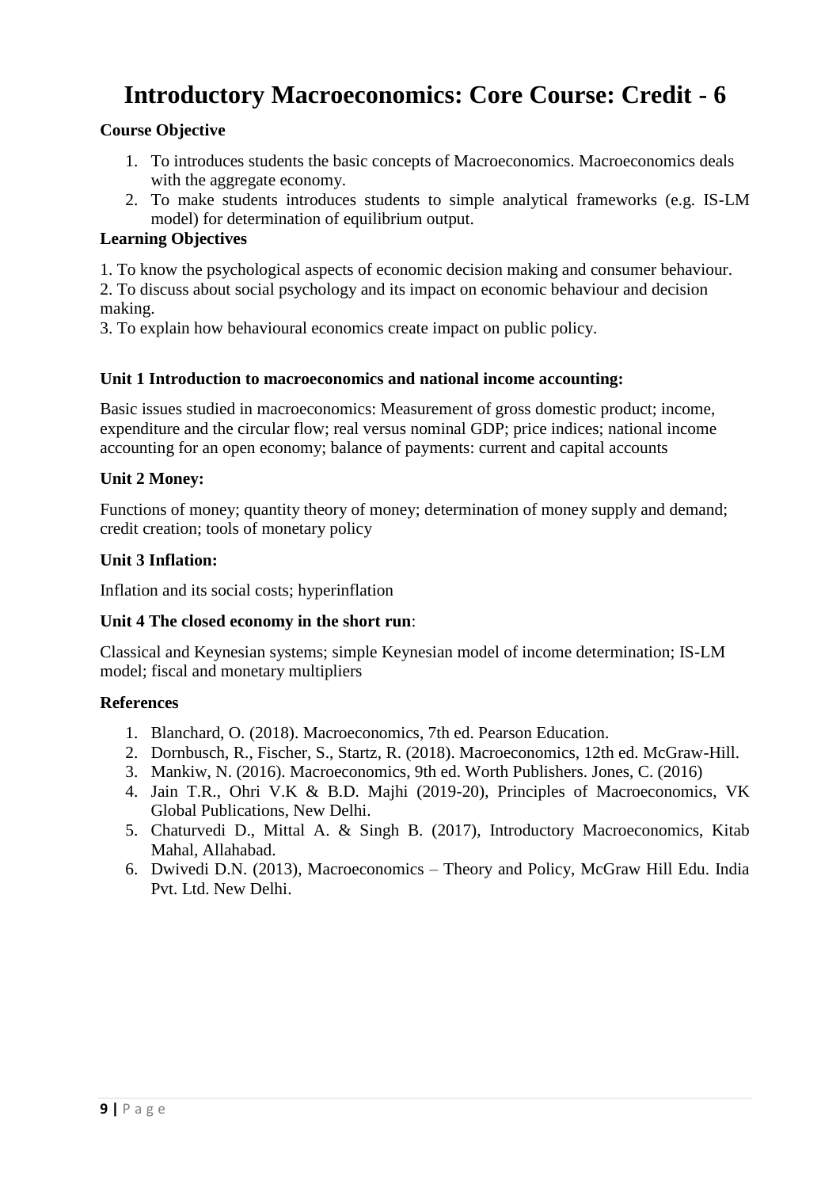# Introductory Macroeconomics: Core Course: Credit - 6

**Course Objective**

1. To introduces students the basic concepts of Macroeconomics. Macroeconomics deals with the aggregate economy.
2. To make students introduces students to simple analytical frameworks (e.g. IS-LM model) for determination of equilibrium output.

**Learning Objectives**

1. To know the psychological aspects of economic decision making and consumer behaviour.
2. To discuss about social psychology and its impact on economic behaviour and decision making.
3. To explain how behavioural economics create impact on public policy.

**Unit 1 Introduction to macroeconomics and national income accounting:**

Basic issues studied in macroeconomics: Measurement of gross domestic product; income, expenditure and the circular flow; real versus nominal GDP; price indices; national income accounting for an open economy; balance of payments: current and capital accounts

**Unit 2 Money:**

Functions of money; quantity theory of money; determination of money supply and demand; credit creation; tools of monetary policy

**Unit 3 Inflation:**

Inflation and its social costs; hyperinflation

**Unit 4 The closed economy in the short run**:

Classical and Keynesian systems; simple Keynesian model of income determination; IS-LM model; fiscal and monetary multipliers

**References**

1. Blanchard, O. (2018). Macroeconomics, 7th ed. Pearson Education.
2. Dornbusch, R., Fischer, S., Startz, R. (2018). Macroeconomics, 12th ed. McGraw-Hill.
3. Mankiw, N. (2016). Macroeconomics, 9th ed. Worth Publishers. Jones, C. (2016)
4. Jain T.R., Ohri V.K & B.D. Majhi (2019-20), Principles of Macroeconomics, VK Global Publications, New Delhi.
5. Chaturvedi D., Mittal A. & Singh B. (2017), Introductory Macroeconomics, Kitab Mahal, Allahabad.
6. Dwivedi D.N. (2013), Macroeconomics – Theory and Policy, McGraw Hill Edu. India Pvt. Ltd. New Delhi.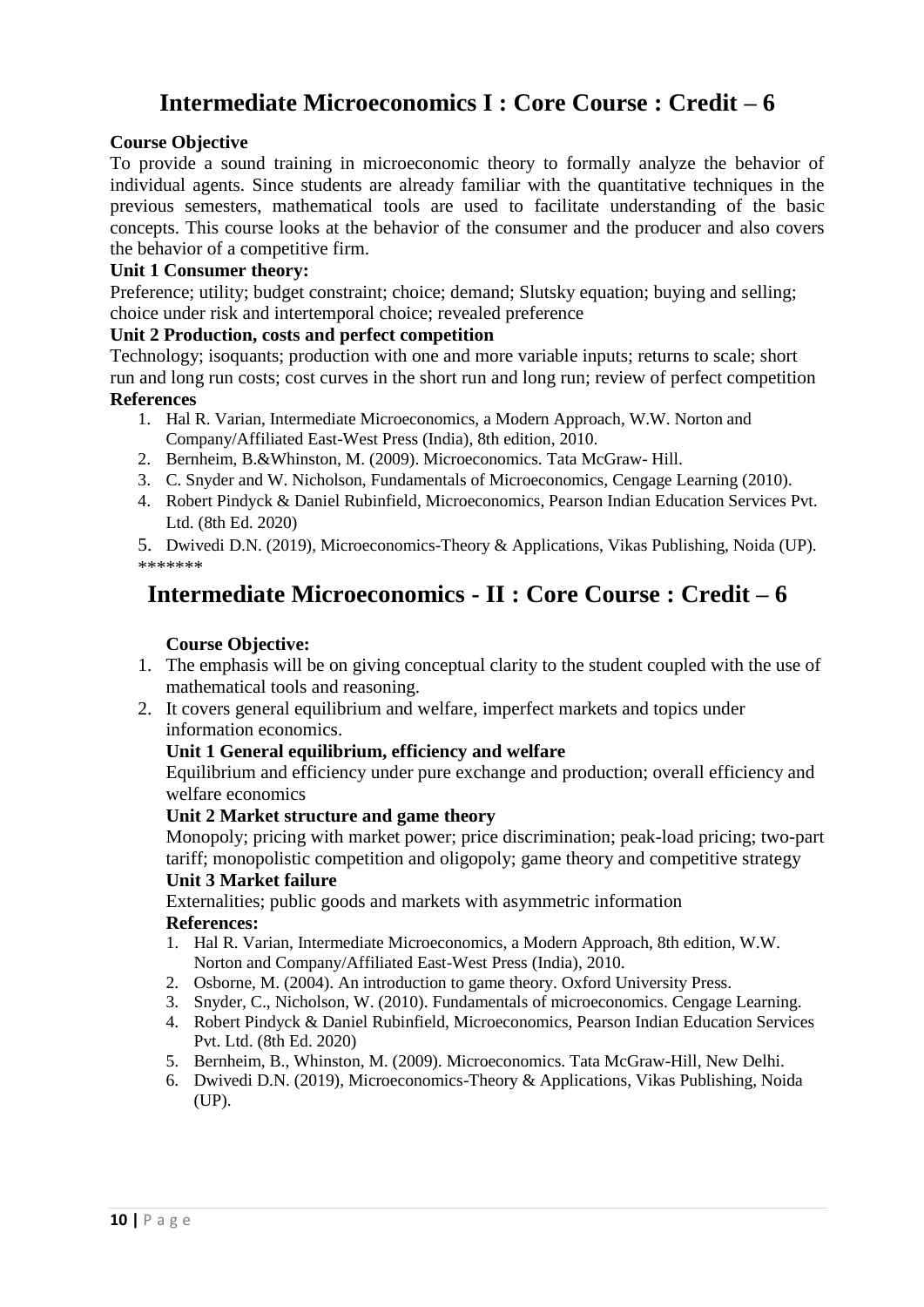# Intermediate Microeconomics I : Core Course : Credit – 6

**Course Objective**

To provide a sound training in microeconomic theory to formally analyze the behavior of individual agents. Since students are already familiar with the quantitative techniques in the previous semesters, mathematical tools are used to facilitate understanding of the basic concepts. This course looks at the behavior of the consumer and the producer and also covers the behavior of a competitive firm.

**Unit 1 Consumer theory:**

Preference; utility; budget constraint; choice; demand; Slutsky equation; buying and selling; choice under risk and intertemporal choice; revealed preference

**Unit 2 Production, costs and perfect competition**

Technology; isoquants; production with one and more variable inputs; returns to scale; short run and long run costs; cost curves in the short run and long run; review of perfect competition

**References**

1. Hal R. Varian, Intermediate Microeconomics, a Modern Approach, W.W. Norton and Company/Affiliated East-West Press (India), 8th edition, 2010.
2. Bernheim, B.&Whinston, M. (2009). Microeconomics. Tata McGraw- Hill.
3. C. Snyder and W. Nicholson, Fundamentals of Microeconomics, Cengage Learning (2010).
4. Robert Pindyck & Daniel Rubinfield, Microeconomics, Pearson Indian Education Services Pvt. Ltd. (8th Ed. 2020)
5. Dwivedi D.N. (2019), Microeconomics-Theory & Applications, Vikas Publishing, Noida (UP).

*******

# Intermediate Microeconomics - II : Core Course : Credit – 6

**Course Objective:**

1. The emphasis will be on giving conceptual clarity to the student coupled with the use of mathematical tools and reasoning.
2. It covers general equilibrium and welfare, imperfect markets and topics under information economics.

**Unit 1 General equilibrium, efficiency and welfare**

Equilibrium and efficiency under pure exchange and production; overall efficiency and welfare economics

**Unit 2 Market structure and game theory**

Monopoly; pricing with market power; price discrimination; peak-load pricing; two-part tariff; monopolistic competition and oligopoly; game theory and competitive strategy

**Unit 3 Market failure**

Externalities; public goods and markets with asymmetric information

**References:**

1. Hal R. Varian, Intermediate Microeconomics, a Modern Approach, 8th edition, W.W. Norton and Company/Affiliated East-West Press (India), 2010.
2. Osborne, M. (2004). An introduction to game theory. Oxford University Press.
3. Snyder, C., Nicholson, W. (2010). Fundamentals of microeconomics. Cengage Learning.
4. Robert Pindyck & Daniel Rubinfield, Microeconomics, Pearson Indian Education Services Pvt. Ltd. (8th Ed. 2020)
5. Bernheim, B., Whinston, M. (2009). Microeconomics. Tata McGraw-Hill, New Delhi.
6. Dwivedi D.N. (2019), Microeconomics-Theory & Applications, Vikas Publishing, Noida (UP).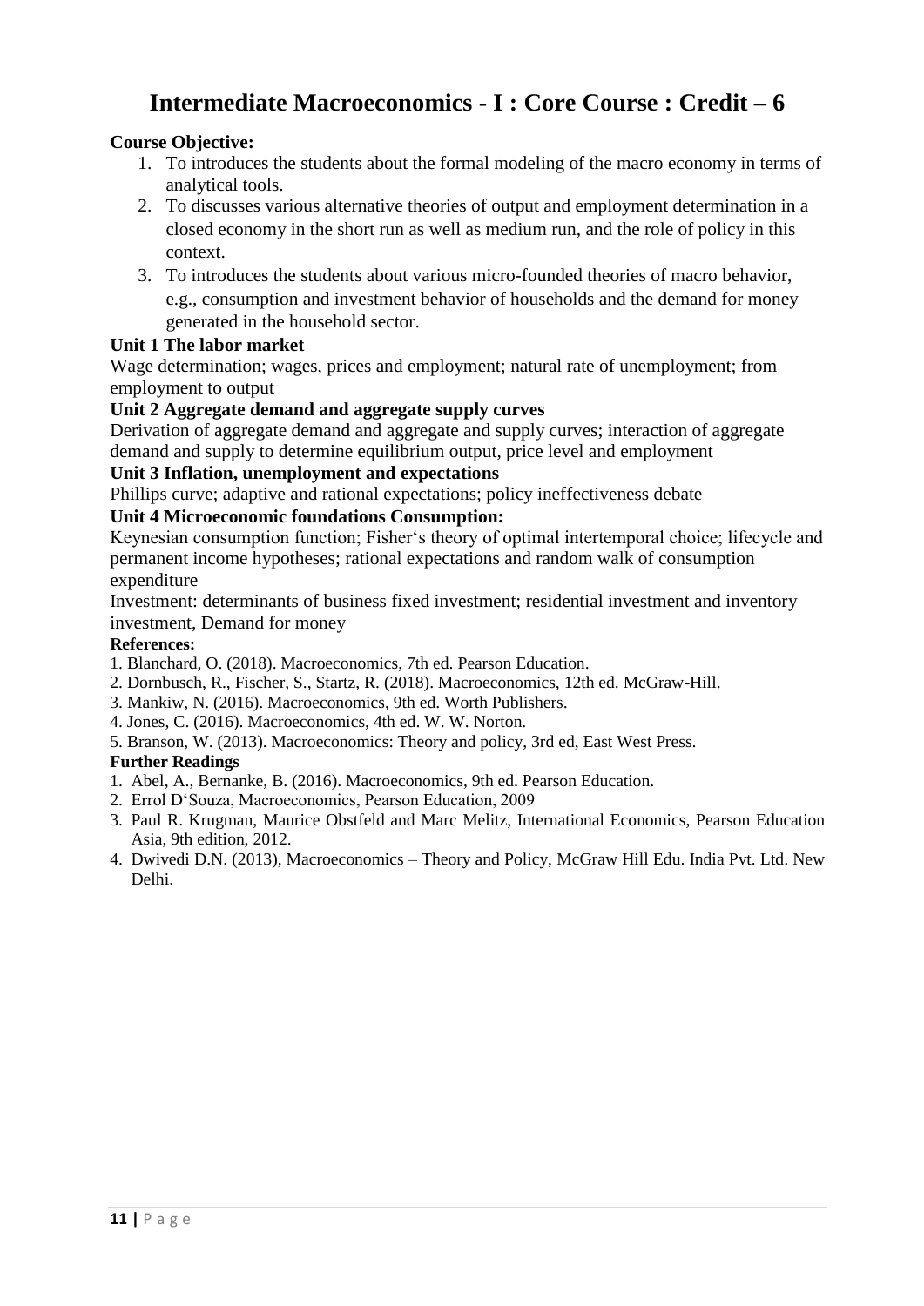# Intermediate Macroeconomics - I : Core Course : Credit – 6

**Course Objective:**

1. To introduces the students about the formal modeling of the macro economy in terms of analytical tools.
2. To discusses various alternative theories of output and employment determination in a closed economy in the short run as well as medium run, and the role of policy in this context.
3. To introduces the students about various micro-founded theories of macro behavior, e.g., consumption and investment behavior of households and the demand for money generated in the household sector.

**Unit 1 The labor market**

Wage determination; wages, prices and employment; natural rate of unemployment; from employment to output

**Unit 2 Aggregate demand and aggregate supply curves**

Derivation of aggregate demand and aggregate and supply curves; interaction of aggregate demand and supply to determine equilibrium output, price level and employment

**Unit 3 Inflation, unemployment and expectations**

Phillips curve; adaptive and rational expectations; policy ineffectiveness debate

**Unit 4 Microeconomic foundations Consumption:**

Keynesian consumption function; Fisher's theory of optimal intertemporal choice; lifecycle and permanent income hypotheses; rational expectations and random walk of consumption expenditure

Investment: determinants of business fixed investment; residential investment and inventory investment, Demand for money

**References:**

1. Blanchard, O. (2018). Macroeconomics, 7th ed. Pearson Education.
2. Dornbusch, R., Fischer, S., Startz, R. (2018). Macroeconomics, 12th ed. McGraw-Hill.
3. Mankiw, N. (2016). Macroeconomics, 9th ed. Worth Publishers.
4. Jones, C. (2016). Macroeconomics, 4th ed. W. W. Norton.
5. Branson, W. (2013). Macroeconomics: Theory and policy, 3rd ed, East West Press.

**Further Readings**

1. Abel, A., Bernanke, B. (2016). Macroeconomics, 9th ed. Pearson Education.
2. Errol D'Souza, Macroeconomics, Pearson Education, 2009
3. Paul R. Krugman, Maurice Obstfeld and Marc Melitz, International Economics, Pearson Education Asia, 9th edition, 2012.
4. Dwivedi D.N. (2013), Macroeconomics – Theory and Policy, McGraw Hill Edu. India Pvt. Ltd. New Delhi.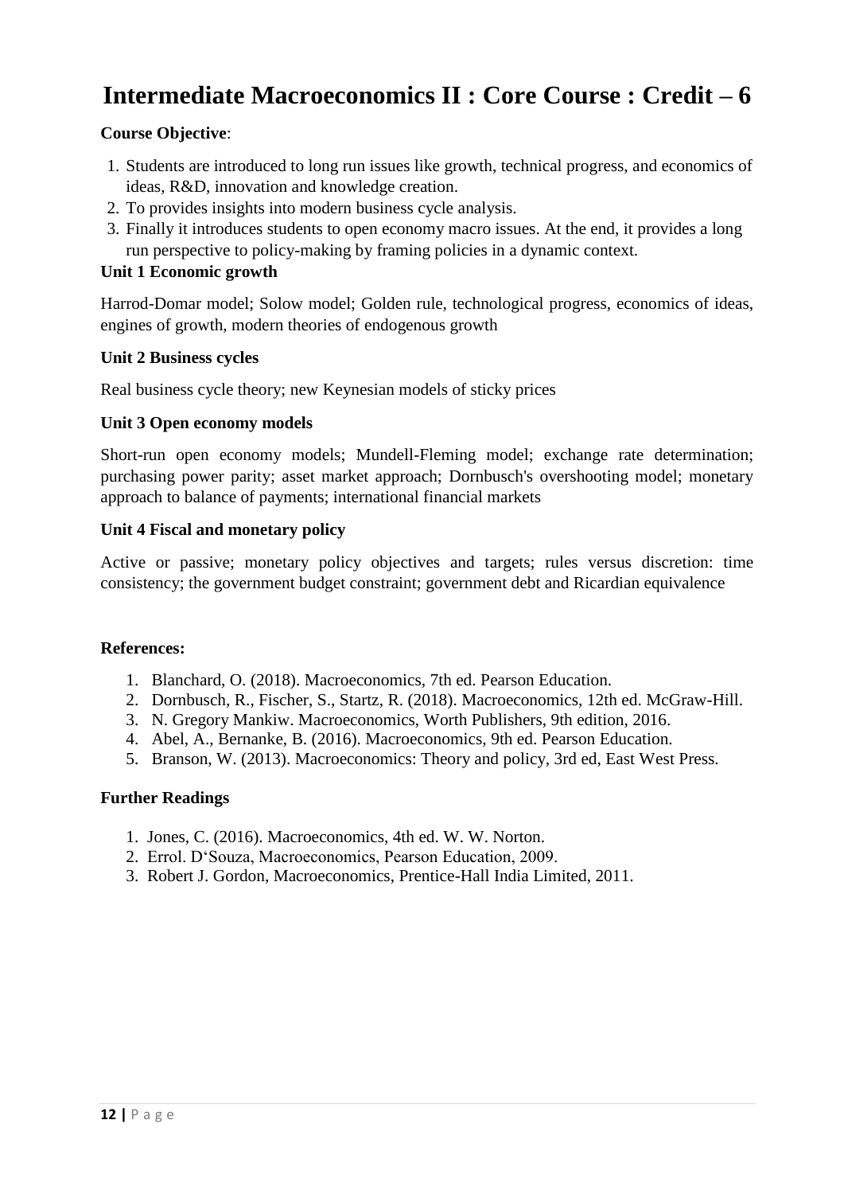# Intermediate Macroeconomics II : Core Course : Credit – 6

**Course Objective**:

1. Students are introduced to long run issues like growth, technical progress, and economics of ideas, R&D, innovation and knowledge creation.
2. To provides insights into modern business cycle analysis.
3. Finally it introduces students to open economy macro issues. At the end, it provides a long run perspective to policy-making by framing policies in a dynamic context.

**Unit 1 Economic growth**

Harrod-Domar model; Solow model; Golden rule, technological progress, economics of ideas, engines of growth, modern theories of endogenous growth

**Unit 2 Business cycles**

Real business cycle theory; new Keynesian models of sticky prices

**Unit 3 Open economy models**

Short-run open economy models; Mundell-Fleming model; exchange rate determination; purchasing power parity; asset market approach; Dornbusch's overshooting model; monetary approach to balance of payments; international financial markets

**Unit 4 Fiscal and monetary policy**

Active or passive; monetary policy objectives and targets; rules versus discretion: time consistency; the government budget constraint; government debt and Ricardian equivalence

**References:**

1. Blanchard, O. (2018). Macroeconomics, 7th ed. Pearson Education.
2. Dornbusch, R., Fischer, S., Startz, R. (2018). Macroeconomics, 12th ed. McGraw-Hill.
3. N. Gregory Mankiw. Macroeconomics, Worth Publishers, 9th edition, 2016.
4. Abel, A., Bernanke, B. (2016). Macroeconomics, 9th ed. Pearson Education.
5. Branson, W. (2013). Macroeconomics: Theory and policy, 3rd ed, East West Press.

**Further Readings**

1. Jones, C. (2016). Macroeconomics, 4th ed. W. W. Norton.
2. Errol. D'Souza, Macroeconomics, Pearson Education, 2009.
3. Robert J. Gordon, Macroeconomics, Prentice-Hall India Limited, 2011.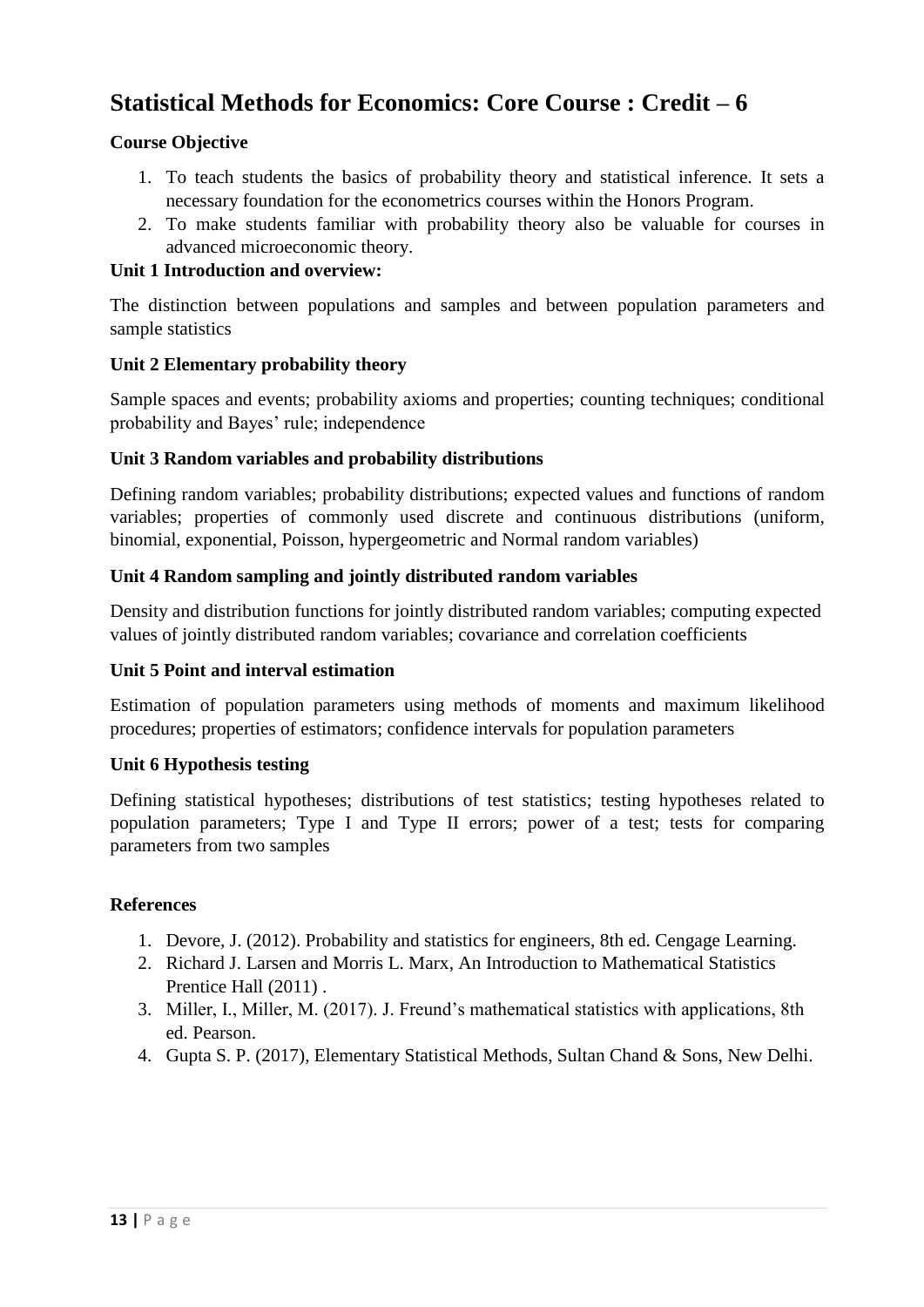# Statistical Methods for Economics: Core Course : Credit – 6

**Course Objective**

1. To teach students the basics of probability theory and statistical inference. It sets a necessary foundation for the econometrics courses within the Honors Program.
2. To make students familiar with probability theory also be valuable for courses in advanced microeconomic theory.

**Unit 1 Introduction and overview:**

The distinction between populations and samples and between population parameters and sample statistics

**Unit 2 Elementary probability theory**

Sample spaces and events; probability axioms and properties; counting techniques; conditional probability and Bayes' rule; independence

**Unit 3 Random variables and probability distributions**

Defining random variables; probability distributions; expected values and functions of random variables; properties of commonly used discrete and continuous distributions (uniform, binomial, exponential, Poisson, hypergeometric and Normal random variables)

**Unit 4 Random sampling and jointly distributed random variables**

Density and distribution functions for jointly distributed random variables; computing expected values of jointly distributed random variables; covariance and correlation coefficients

**Unit 5 Point and interval estimation**

Estimation of population parameters using methods of moments and maximum likelihood procedures; properties of estimators; confidence intervals for population parameters

**Unit 6 Hypothesis testing**

Defining statistical hypotheses; distributions of test statistics; testing hypotheses related to population parameters; Type I and Type II errors; power of a test; tests for comparing parameters from two samples

**References**

1. Devore, J. (2012). Probability and statistics for engineers, 8th ed. Cengage Learning.
2. Richard J. Larsen and Morris L. Marx, An Introduction to Mathematical Statistics Prentice Hall (2011) .
3. Miller, I., Miller, M. (2017). J. Freund's mathematical statistics with applications, 8th ed. Pearson.
4. Gupta S. P. (2017), Elementary Statistical Methods, Sultan Chand & Sons, New Delhi.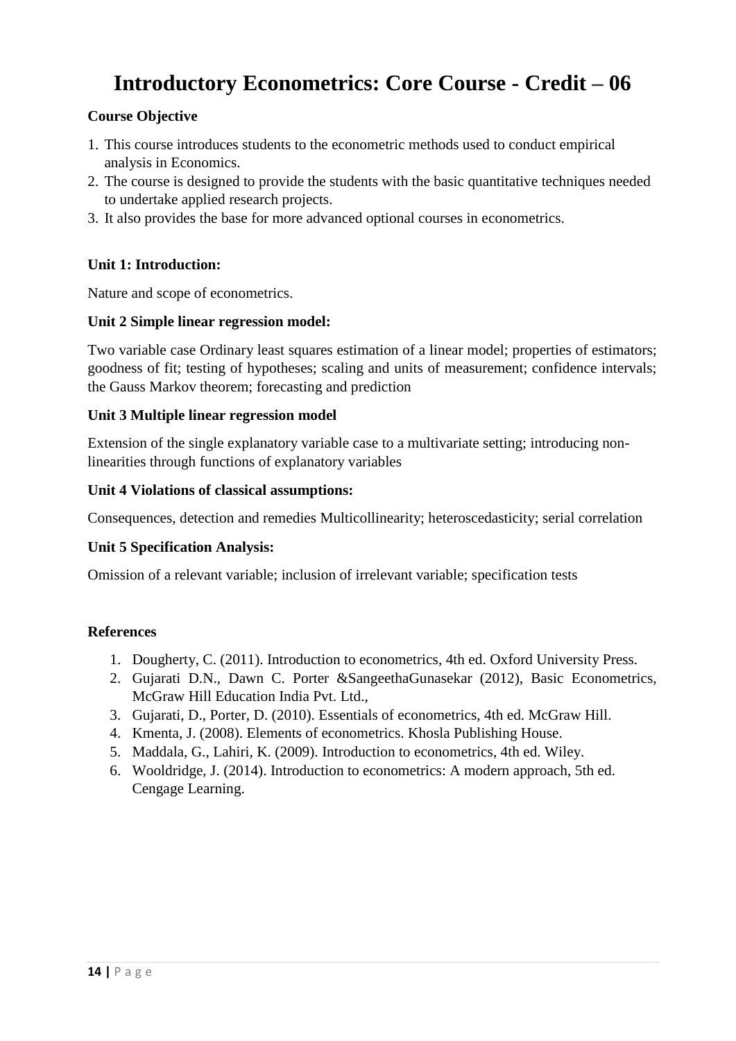# Introductory Econometrics: Core Course - Credit – 06

**Course Objective**

1. This course introduces students to the econometric methods used to conduct empirical analysis in Economics.
2. The course is designed to provide the students with the basic quantitative techniques needed to undertake applied research projects.
3. It also provides the base for more advanced optional courses in econometrics.

**Unit 1: Introduction:**

Nature and scope of econometrics.

**Unit 2 Simple linear regression model:**

Two variable case Ordinary least squares estimation of a linear model; properties of estimators; goodness of fit; testing of hypotheses; scaling and units of measurement; confidence intervals; the Gauss Markov theorem; forecasting and prediction

**Unit 3 Multiple linear regression model**

Extension of the single explanatory variable case to a multivariate setting; introducing non-linearities through functions of explanatory variables

**Unit 4 Violations of classical assumptions:**

Consequences, detection and remedies Multicollinearity; heteroscedasticity; serial correlation

**Unit 5 Specification Analysis:**

Omission of a relevant variable; inclusion of irrelevant variable; specification tests

**References**

1. Dougherty, C. (2011). Introduction to econometrics, 4th ed. Oxford University Press.
2. Gujarati D.N., Dawn C. Porter &SangeethaGunasekar (2012), Basic Econometrics, McGraw Hill Education India Pvt. Ltd.,
3. Gujarati, D., Porter, D. (2010). Essentials of econometrics, 4th ed. McGraw Hill.
4. Kmenta, J. (2008). Elements of econometrics. Khosla Publishing House.
5. Maddala, G., Lahiri, K. (2009). Introduction to econometrics, 4th ed. Wiley.
6. Wooldridge, J. (2014). Introduction to econometrics: A modern approach, 5th ed. Cengage Learning.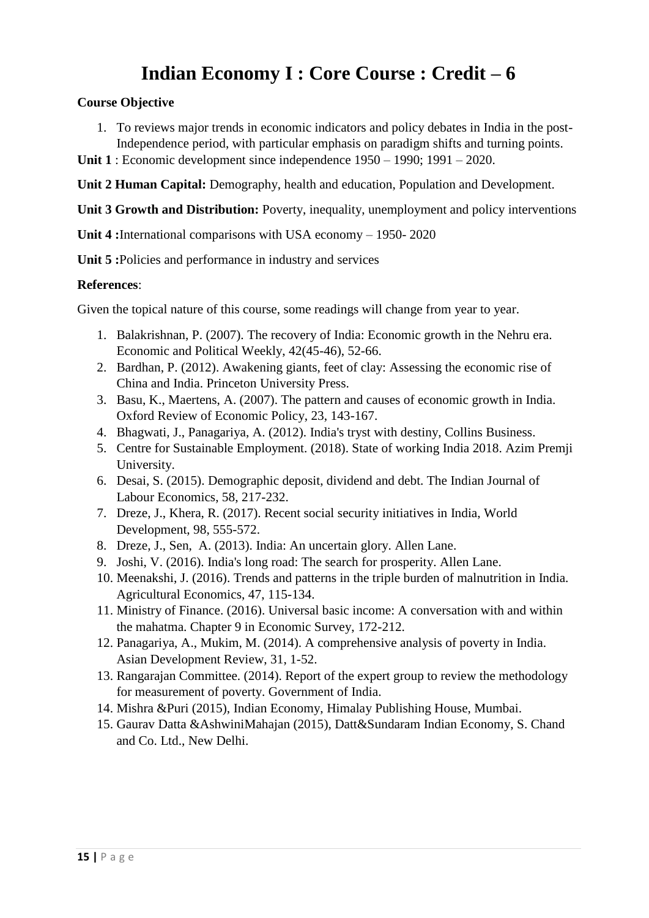# Indian Economy I : Core Course : Credit – 6

**Course Objective**

1. To reviews major trends in economic indicators and policy debates in India in the post-Independence period, with particular emphasis on paradigm shifts and turning points.

**Unit 1** : Economic development since independence 1950 – 1990; 1991 – 2020.

**Unit 2 Human Capital:** Demography, health and education, Population and Development.

**Unit 3 Growth and Distribution:** Poverty, inequality, unemployment and policy interventions

**Unit 4 :**International comparisons with USA economy – 1950- 2020

**Unit 5 :**Policies and performance in industry and services

**References**:

Given the topical nature of this course, some readings will change from year to year.

1. Balakrishnan, P. (2007). The recovery of India: Economic growth in the Nehru era. Economic and Political Weekly, 42(45-46), 52-66.
2. Bardhan, P. (2012). Awakening giants, feet of clay: Assessing the economic rise of China and India. Princeton University Press.
3. Basu, K., Maertens, A. (2007). The pattern and causes of economic growth in India. Oxford Review of Economic Policy, 23, 143-167.
4. Bhagwati, J., Panagariya, A. (2012). India's tryst with destiny, Collins Business.
5. Centre for Sustainable Employment. (2018). State of working India 2018. Azim Premji University.
6. Desai, S. (2015). Demographic deposit, dividend and debt. The Indian Journal of Labour Economics, 58, 217-232.
7. Dreze, J., Khera, R. (2017). Recent social security initiatives in India, World Development, 98, 555-572.
8. Dreze, J., Sen, A. (2013). India: An uncertain glory. Allen Lane.
9. Joshi, V. (2016). India's long road: The search for prosperity. Allen Lane.
10. Meenakshi, J. (2016). Trends and patterns in the triple burden of malnutrition in India. Agricultural Economics, 47, 115-134.
11. Ministry of Finance. (2016). Universal basic income: A conversation with and within the mahatma. Chapter 9 in Economic Survey, 172-212.
12. Panagariya, A., Mukim, M. (2014). A comprehensive analysis of poverty in India. Asian Development Review, 31, 1-52.
13. Rangarajan Committee. (2014). Report of the expert group to review the methodology for measurement of poverty. Government of India.
14. Mishra &Puri (2015), Indian Economy, Himalay Publishing House, Mumbai.
15. Gaurav Datta &AshwiniMahajan (2015), Datt&Sundaram Indian Economy, S. Chand and Co. Ltd., New Delhi.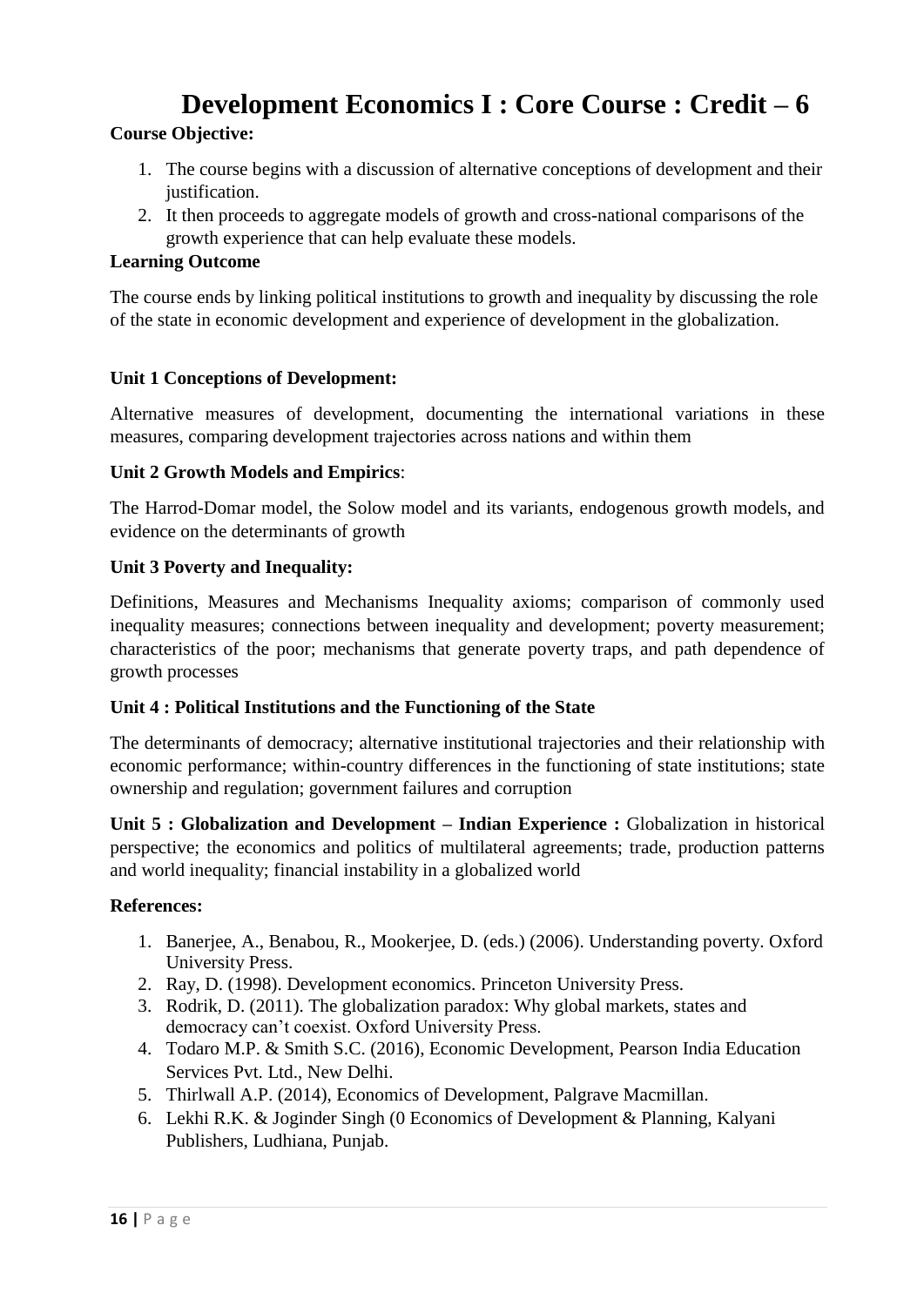# Development Economics I : Core Course : Credit – 6

**Course Objective:**

1. The course begins with a discussion of alternative conceptions of development and their justification.
2. It then proceeds to aggregate models of growth and cross-national comparisons of the growth experience that can help evaluate these models.

**Learning Outcome**

The course ends by linking political institutions to growth and inequality by discussing the role of the state in economic development and experience of development in the globalization.

**Unit 1 Conceptions of Development:**

Alternative measures of development, documenting the international variations in these measures, comparing development trajectories across nations and within them

**Unit 2 Growth Models and Empirics**:

The Harrod-Domar model, the Solow model and its variants, endogenous growth models, and evidence on the determinants of growth

**Unit 3 Poverty and Inequality:**

Definitions, Measures and Mechanisms Inequality axioms; comparison of commonly used inequality measures; connections between inequality and development; poverty measurement; characteristics of the poor; mechanisms that generate poverty traps, and path dependence of growth processes

**Unit 4 : Political Institutions and the Functioning of the State**

The determinants of democracy; alternative institutional trajectories and their relationship with economic performance; within-country differences in the functioning of state institutions; state ownership and regulation; government failures and corruption

**Unit 5 : Globalization and Development – Indian Experience :** Globalization in historical perspective; the economics and politics of multilateral agreements; trade, production patterns and world inequality; financial instability in a globalized world

**References:**

1. Banerjee, A., Benabou, R., Mookerjee, D. (eds.) (2006). Understanding poverty. Oxford University Press.
2. Ray, D. (1998). Development economics. Princeton University Press.
3. Rodrik, D. (2011). The globalization paradox: Why global markets, states and democracy can't coexist. Oxford University Press.
4. Todaro M.P. & Smith S.C. (2016), Economic Development, Pearson India Education Services Pvt. Ltd., New Delhi.
5. Thirlwall A.P. (2014), Economics of Development, Palgrave Macmillan.
6. Lekhi R.K. & Joginder Singh (0 Economics of Development & Planning, Kalyani Publishers, Ludhiana, Punjab.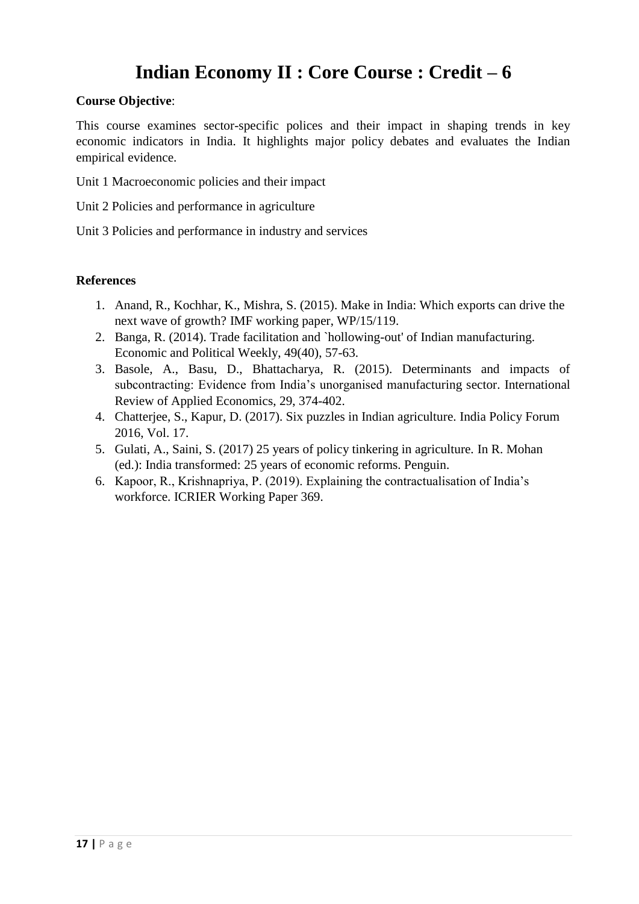# Indian Economy II : Core Course : Credit – 6

**Course Objective**:

This course examines sector-specific polices and their impact in shaping trends in key economic indicators in India. It highlights major policy debates and evaluates the Indian empirical evidence.

Unit 1 Macroeconomic policies and their impact

Unit 2 Policies and performance in agriculture

Unit 3 Policies and performance in industry and services

**References**

1. Anand, R., Kochhar, K., Mishra, S. (2015). Make in India: Which exports can drive the next wave of growth? IMF working paper, WP/15/119.
2. Banga, R. (2014). Trade facilitation and `hollowing-out' of Indian manufacturing. Economic and Political Weekly, 49(40), 57-63.
3. Basole, A., Basu, D., Bhattacharya, R. (2015). Determinants and impacts of subcontracting: Evidence from India's unorganised manufacturing sector. International Review of Applied Economics, 29, 374-402.
4. Chatterjee, S., Kapur, D. (2017). Six puzzles in Indian agriculture. India Policy Forum 2016, Vol. 17.
5. Gulati, A., Saini, S. (2017) 25 years of policy tinkering in agriculture. In R. Mohan (ed.): India transformed: 25 years of economic reforms. Penguin.
6. Kapoor, R., Krishnapriya, P. (2019). Explaining the contractualisation of India's workforce. ICRIER Working Paper 369.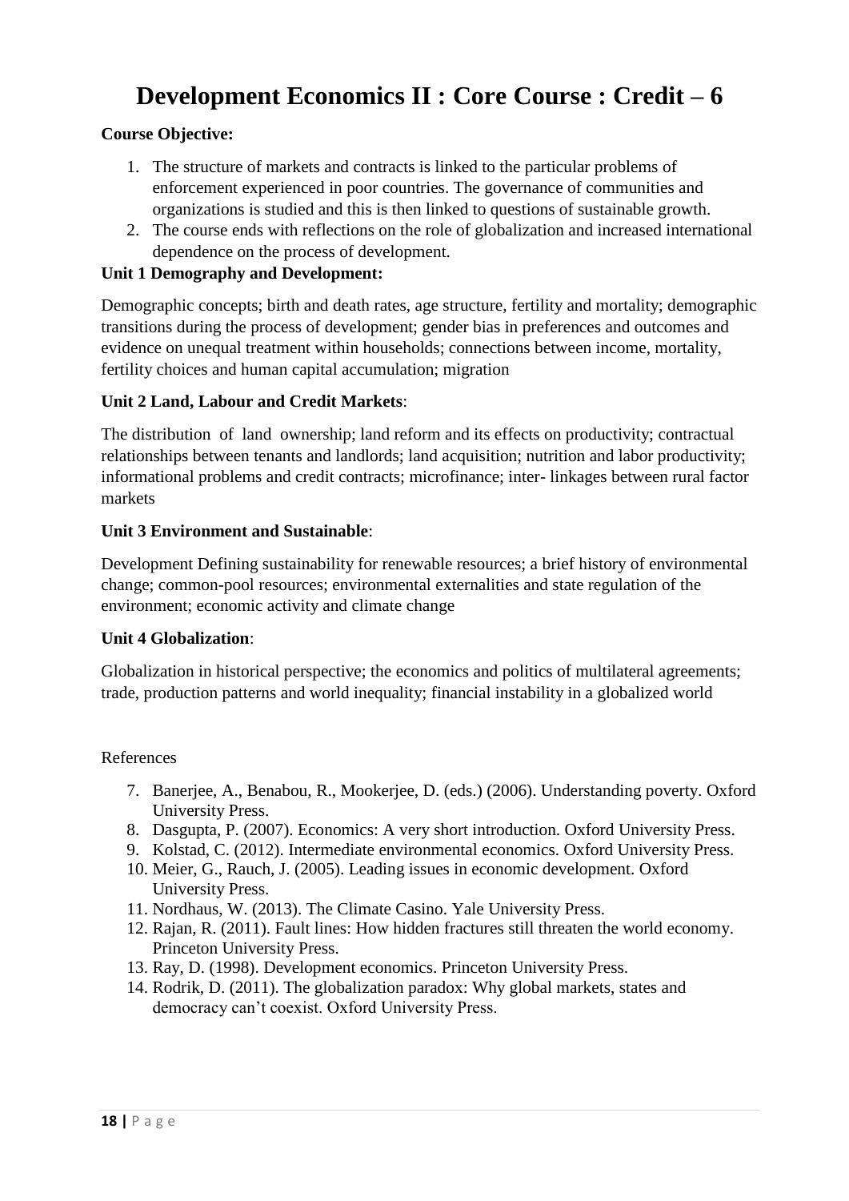# Development Economics II : Core Course : Credit – 6

**Course Objective:**

1. The structure of markets and contracts is linked to the particular problems of enforcement experienced in poor countries. The governance of communities and organizations is studied and this is then linked to questions of sustainable growth.
2. The course ends with reflections on the role of globalization and increased international dependence on the process of development.

**Unit 1 Demography and Development:**

Demographic concepts; birth and death rates, age structure, fertility and mortality; demographic transitions during the process of development; gender bias in preferences and outcomes and evidence on unequal treatment within households; connections between income, mortality, fertility choices and human capital accumulation; migration

**Unit 2 Land, Labour and Credit Markets**:

The distribution of land ownership; land reform and its effects on productivity; contractual relationships between tenants and landlords; land acquisition; nutrition and labor productivity; informational problems and credit contracts; microfinance; inter- linkages between rural factor markets

**Unit 3 Environment and Sustainable**:

Development Defining sustainability for renewable resources; a brief history of environmental change; common-pool resources; environmental externalities and state regulation of the environment; economic activity and climate change

**Unit 4 Globalization**:

Globalization in historical perspective; the economics and politics of multilateral agreements; trade, production patterns and world inequality; financial instability in a globalized world

References

7. Banerjee, A., Benabou, R., Mookerjee, D. (eds.) (2006). Understanding poverty. Oxford University Press.
8. Dasgupta, P. (2007). Economics: A very short introduction. Oxford University Press.
9. Kolstad, C. (2012). Intermediate environmental economics. Oxford University Press.
10. Meier, G., Rauch, J. (2005). Leading issues in economic development. Oxford University Press.
11. Nordhaus, W. (2013). The Climate Casino. Yale University Press.
12. Rajan, R. (2011). Fault lines: How hidden fractures still threaten the world economy. Princeton University Press.
13. Ray, D. (1998). Development economics. Princeton University Press.
14. Rodrik, D. (2011). The globalization paradox: Why global markets, states and democracy can't coexist. Oxford University Press.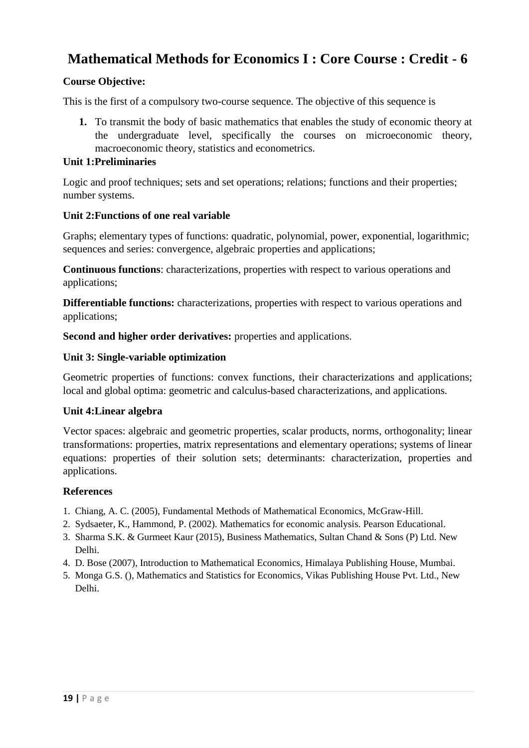# Mathematical Methods for Economics I : Core Course : Credit - 6

**Course Objective:**

This is the first of a compulsory two-course sequence. The objective of this sequence is

1. To transmit the body of basic mathematics that enables the study of economic theory at the undergraduate level, specifically the courses on microeconomic theory, macroeconomic theory, statistics and econometrics.

**Unit 1:Preliminaries**

Logic and proof techniques; sets and set operations; relations; functions and their properties; number systems.

**Unit 2:Functions of one real variable**

Graphs; elementary types of functions: quadratic, polynomial, power, exponential, logarithmic; sequences and series: convergence, algebraic properties and applications;

**Continuous functions**: characterizations, properties with respect to various operations and applications;

**Differentiable functions:** characterizations, properties with respect to various operations and applications;

**Second and higher order derivatives:** properties and applications.

**Unit 3: Single-variable optimization**

Geometric properties of functions: convex functions, their characterizations and applications; local and global optima: geometric and calculus-based characterizations, and applications.

**Unit 4:Linear algebra**

Vector spaces: algebraic and geometric properties, scalar products, norms, orthogonality; linear transformations: properties, matrix representations and elementary operations; systems of linear equations: properties of their solution sets; determinants: characterization, properties and applications.

**References**

1. Chiang, A. C. (2005), Fundamental Methods of Mathematical Economics, McGraw-Hill.
2. Sydsaeter, K., Hammond, P. (2002). Mathematics for economic analysis. Pearson Educational.
3. Sharma S.K. & Gurmeet Kaur (2015), Business Mathematics, Sultan Chand & Sons (P) Ltd. New Delhi.
4. D. Bose (2007), Introduction to Mathematical Economics, Himalaya Publishing House, Mumbai.
5. Monga G.S. (), Mathematics and Statistics for Economics, Vikas Publishing House Pvt. Ltd., New Delhi.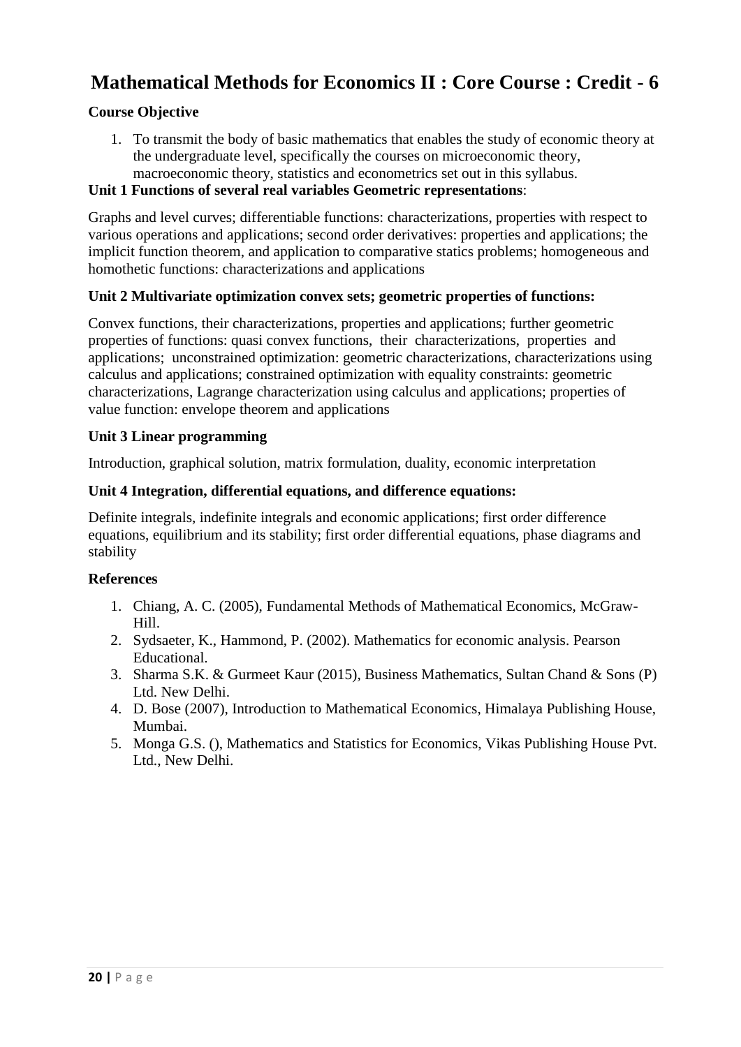# Mathematical Methods for Economics II : Core Course : Credit - 6

**Course Objective**

1. To transmit the body of basic mathematics that enables the study of economic theory at the undergraduate level, specifically the courses on microeconomic theory, macroeconomic theory, statistics and econometrics set out in this syllabus.

**Unit 1 Functions of several real variables Geometric representations**:

Graphs and level curves; differentiable functions: characterizations, properties with respect to various operations and applications; second order derivatives: properties and applications; the implicit function theorem, and application to comparative statics problems; homogeneous and homothetic functions: characterizations and applications

**Unit 2 Multivariate optimization convex sets; geometric properties of functions:**

Convex functions, their characterizations, properties and applications; further geometric properties of functions: quasi convex functions, their characterizations, properties and applications; unconstrained optimization: geometric characterizations, characterizations using calculus and applications; constrained optimization with equality constraints: geometric characterizations, Lagrange characterization using calculus and applications; properties of value function: envelope theorem and applications

**Unit 3 Linear programming**

Introduction, graphical solution, matrix formulation, duality, economic interpretation

**Unit 4 Integration, differential equations, and difference equations:**

Definite integrals, indefinite integrals and economic applications; first order difference equations, equilibrium and its stability; first order differential equations, phase diagrams and stability

**References**

1. Chiang, A. C. (2005), Fundamental Methods of Mathematical Economics, McGraw-Hill.
2. Sydsaeter, K., Hammond, P. (2002). Mathematics for economic analysis. Pearson Educational.
3. Sharma S.K. & Gurmeet Kaur (2015), Business Mathematics, Sultan Chand & Sons (P) Ltd. New Delhi.
4. D. Bose (2007), Introduction to Mathematical Economics, Himalaya Publishing House, Mumbai.
5. Monga G.S. (), Mathematics and Statistics for Economics, Vikas Publishing House Pvt. Ltd., New Delhi.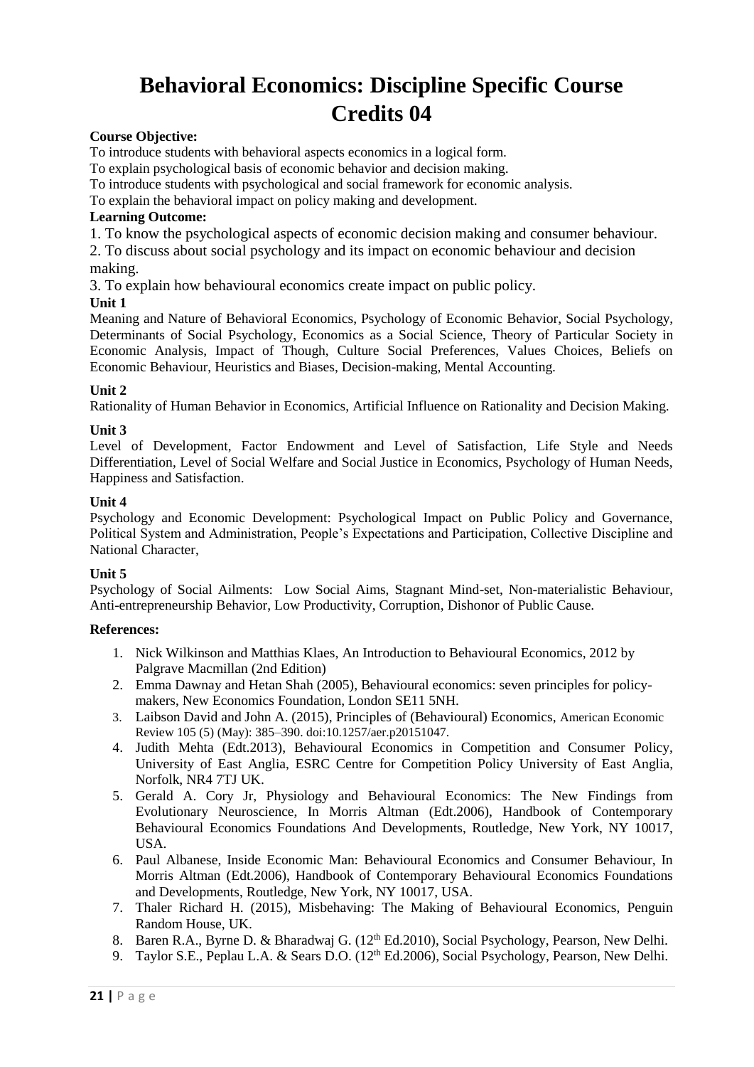# Behavioral Economics: Discipline Specific Course Credits 04

**Course Objective:**

To introduce students with behavioral aspects economics in a logical form.

To explain psychological basis of economic behavior and decision making.

To introduce students with psychological and social framework for economic analysis.

To explain the behavioral impact on policy making and development.

**Learning Outcome:**

1. To know the psychological aspects of economic decision making and consumer behaviour.
2. To discuss about social psychology and its impact on economic behaviour and decision making.
3. To explain how behavioural economics create impact on public policy.

**Unit 1**

Meaning and Nature of Behavioral Economics, Psychology of Economic Behavior, Social Psychology, Determinants of Social Psychology, Economics as a Social Science, Theory of Particular Society in Economic Analysis, Impact of Though, Culture Social Preferences, Values Choices, Beliefs on Economic Behaviour, Heuristics and Biases, Decision-making, Mental Accounting.

**Unit 2**

Rationality of Human Behavior in Economics, Artificial Influence on Rationality and Decision Making.

**Unit 3**

Level of Development, Factor Endowment and Level of Satisfaction, Life Style and Needs Differentiation, Level of Social Welfare and Social Justice in Economics, Psychology of Human Needs, Happiness and Satisfaction.

**Unit 4**

Psychology and Economic Development: Psychological Impact on Public Policy and Governance, Political System and Administration, People's Expectations and Participation, Collective Discipline and National Character,

**Unit 5**

Psychology of Social Ailments: Low Social Aims, Stagnant Mind-set, Non-materialistic Behaviour, Anti-entrepreneurship Behavior, Low Productivity, Corruption, Dishonor of Public Cause.

**References:**

1. Nick Wilkinson and Matthias Klaes, An Introduction to Behavioural Economics, 2012 by Palgrave Macmillan (2nd Edition)
2. Emma Dawnay and Hetan Shah (2005), Behavioural economics: seven principles for policy-makers, New Economics Foundation, London SE11 5NH.
3. Laibson David and John A. (2015), Principles of (Behavioural) Economics, American Economic Review 105 (5) (May): 385–390. doi:10.1257/aer.p20151047.
4. Judith Mehta (Edt.2013), Behavioural Economics in Competition and Consumer Policy, University of East Anglia, ESRC Centre for Competition Policy University of East Anglia, Norfolk, NR4 7TJ UK.
5. Gerald A. Cory Jr, Physiology and Behavioural Economics: The New Findings from Evolutionary Neuroscience, In Morris Altman (Edt.2006), Handbook of Contemporary Behavioural Economics Foundations And Developments, Routledge, New York, NY 10017, USA.
6. Paul Albanese, Inside Economic Man: Behavioural Economics and Consumer Behaviour, In Morris Altman (Edt.2006), Handbook of Contemporary Behavioural Economics Foundations and Developments, Routledge, New York, NY 10017, USA.
7. Thaler Richard H. (2015), Misbehaving: The Making of Behavioural Economics, Penguin Random House, UK.
8. Baren R.A., Byrne D. & Bharadwaj G. (12th Ed.2010), Social Psychology, Pearson, New Delhi.
9. Taylor S.E., Peplau L.A. & Sears D.O. (12th Ed.2006), Social Psychology, Pearson, New Delhi.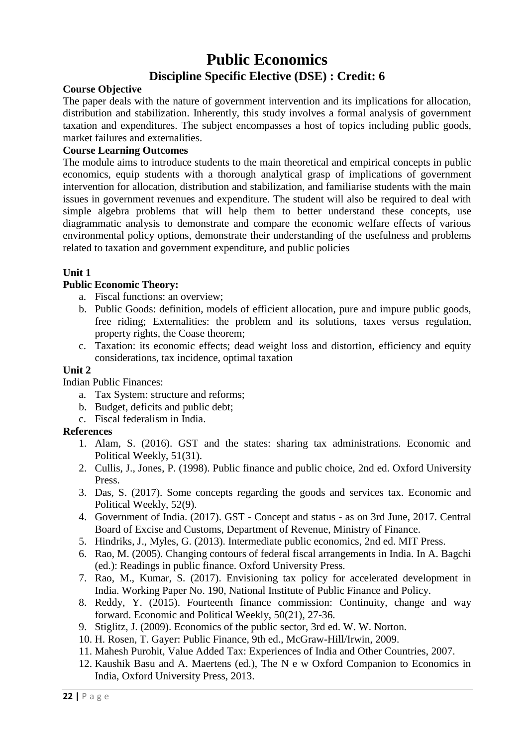# Public Economics

## Discipline Specific Elective (DSE) : Credit: 6

**Course Objective**

The paper deals with the nature of government intervention and its implications for allocation, distribution and stabilization. Inherently, this study involves a formal analysis of government taxation and expenditures. The subject encompasses a host of topics including public goods, market failures and externalities.

**Course Learning Outcomes**

The module aims to introduce students to the main theoretical and empirical concepts in public economics, equip students with a thorough analytical grasp of implications of government intervention for allocation, distribution and stabilization, and familiarise students with the main issues in government revenues and expenditure. The student will also be required to deal with simple algebra problems that will help them to better understand these concepts, use diagrammatic analysis to demonstrate and compare the economic welfare effects of various environmental policy options, demonstrate their understanding of the usefulness and problems related to taxation and government expenditure, and public policies

**Unit 1**

**Public Economic Theory:**

a. Fiscal functions: an overview;
b. Public Goods: definition, models of efficient allocation, pure and impure public goods, free riding; Externalities: the problem and its solutions, taxes versus regulation, property rights, the Coase theorem;
c. Taxation: its economic effects; dead weight loss and distortion, efficiency and equity considerations, tax incidence, optimal taxation

**Unit 2**

Indian Public Finances:

a. Tax System: structure and reforms;
b. Budget, deficits and public debt;
c. Fiscal federalism in India.

**References**

1. Alam, S. (2016). GST and the states: sharing tax administrations. Economic and Political Weekly, 51(31).
2. Cullis, J., Jones, P. (1998). Public finance and public choice, 2nd ed. Oxford University Press.
3. Das, S. (2017). Some concepts regarding the goods and services tax. Economic and Political Weekly, 52(9).
4. Government of India. (2017). GST - Concept and status - as on 3rd June, 2017. Central Board of Excise and Customs, Department of Revenue, Ministry of Finance.
5. Hindriks, J., Myles, G. (2013). Intermediate public economics, 2nd ed. MIT Press.
6. Rao, M. (2005). Changing contours of federal fiscal arrangements in India. In A. Bagchi (ed.): Readings in public finance. Oxford University Press.
7. Rao, M., Kumar, S. (2017). Envisioning tax policy for accelerated development in India. Working Paper No. 190, National Institute of Public Finance and Policy.
8. Reddy, Y. (2015). Fourteenth finance commission: Continuity, change and way forward. Economic and Political Weekly, 50(21), 27-36.
9. Stiglitz, J. (2009). Economics of the public sector, 3rd ed. W. W. Norton.
10. H. Rosen, T. Gayer: Public Finance, 9th ed., McGraw-Hill/Irwin, 2009.
11. Mahesh Purohit, Value Added Tax: Experiences of India and Other Countries, 2007.
12. Kaushik Basu and A. Maertens (ed.), The N e w Oxford Companion to Economics in India, Oxford University Press, 2013.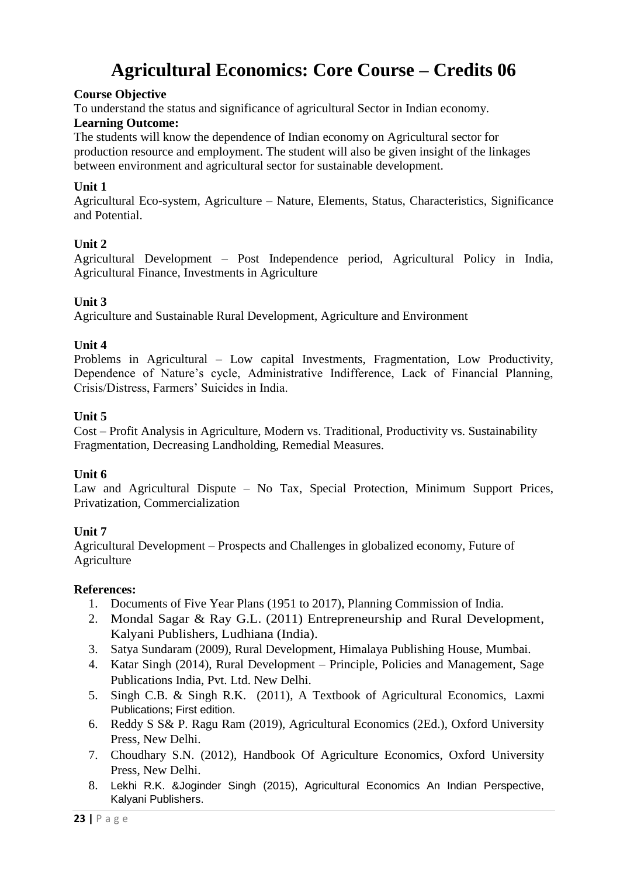# Agricultural Economics: Core Course – Credits 06

**Course Objective**

To understand the status and significance of agricultural Sector in Indian economy.

**Learning Outcome:**

The students will know the dependence of Indian economy on Agricultural sector for production resource and employment. The student will also be given insight of the linkages between environment and agricultural sector for sustainable development.

**Unit 1**

Agricultural Eco-system, Agriculture – Nature, Elements, Status, Characteristics, Significance and Potential.

**Unit 2**

Agricultural Development – Post Independence period, Agricultural Policy in India, Agricultural Finance, Investments in Agriculture

**Unit 3**

Agriculture and Sustainable Rural Development, Agriculture and Environment

**Unit 4**

Problems in Agricultural – Low capital Investments, Fragmentation, Low Productivity, Dependence of Nature's cycle, Administrative Indifference, Lack of Financial Planning, Crisis/Distress, Farmers' Suicides in India.

**Unit 5**

Cost – Profit Analysis in Agriculture, Modern vs. Traditional, Productivity vs. Sustainability Fragmentation, Decreasing Landholding, Remedial Measures.

**Unit 6**

Law and Agricultural Dispute – No Tax, Special Protection, Minimum Support Prices, Privatization, Commercialization

**Unit 7**

Agricultural Development – Prospects and Challenges in globalized economy, Future of Agriculture

**References:**

1. Documents of Five Year Plans (1951 to 2017), Planning Commission of India.
2. Mondal Sagar & Ray G.L. (2011) Entrepreneurship and Rural Development, Kalyani Publishers, Ludhiana (India).
3. Satya Sundaram (2009), Rural Development, Himalaya Publishing House, Mumbai.
4. Katar Singh (2014), Rural Development – Principle, Policies and Management, Sage Publications India, Pvt. Ltd. New Delhi.
5. Singh C.B. & Singh R.K. (2011), A Textbook of Agricultural Economics, Laxmi Publications; First edition.
6. Reddy S S& P. Ragu Ram (2019), Agricultural Economics (2Ed.), Oxford University Press, New Delhi.
7. Choudhary S.N. (2012), Handbook Of Agriculture Economics, Oxford University Press, New Delhi.
8. Lekhi R.K. &Joginder Singh (2015), Agricultural Economics An Indian Perspective, Kalyani Publishers.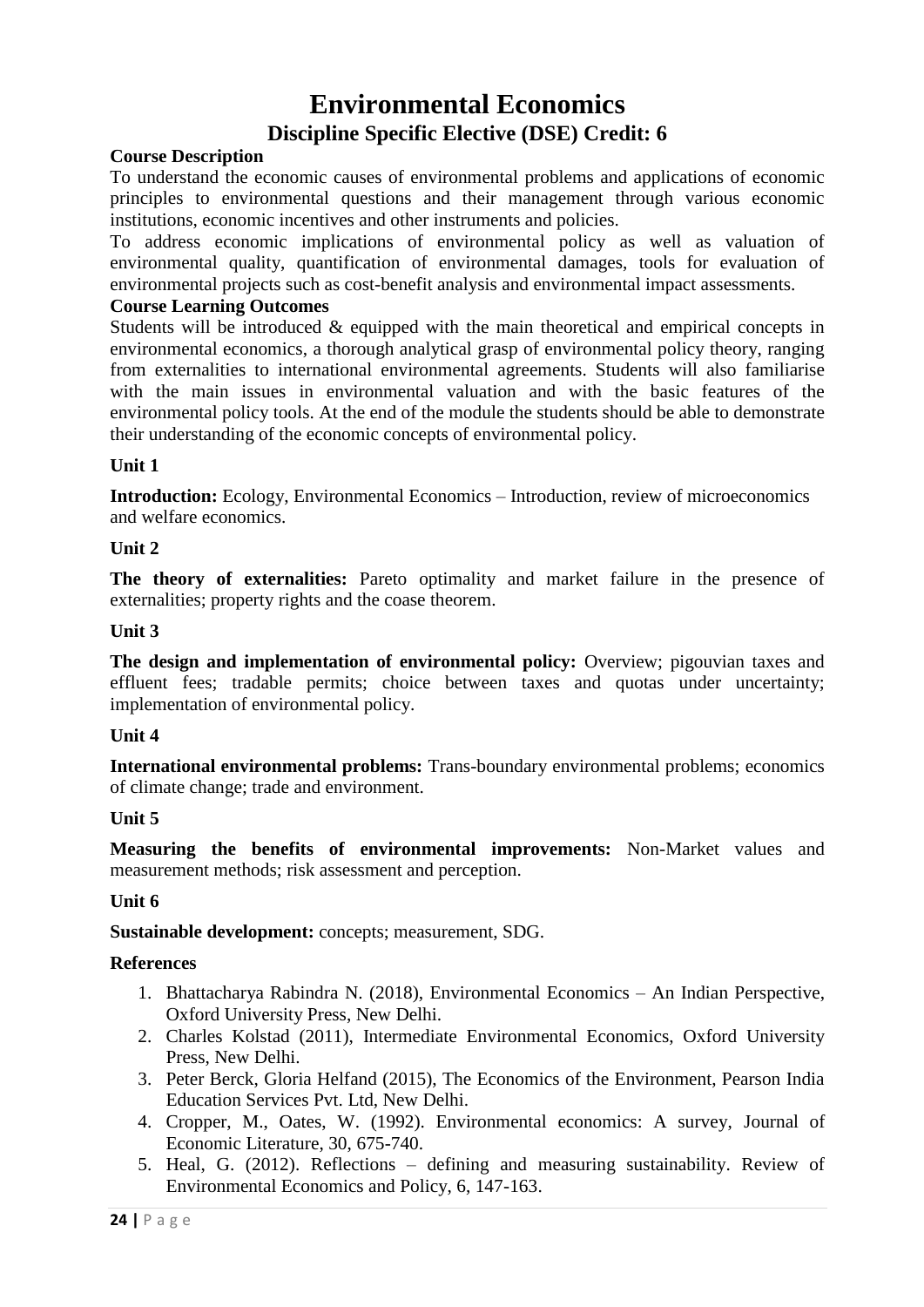# Environmental Economics

## Discipline Specific Elective (DSE) Credit: 6

**Course Description**

To understand the economic causes of environmental problems and applications of economic principles to environmental questions and their management through various economic institutions, economic incentives and other instruments and policies.

To address economic implications of environmental policy as well as valuation of environmental quality, quantification of environmental damages, tools for evaluation of environmental projects such as cost-benefit analysis and environmental impact assessments.

**Course Learning Outcomes**

Students will be introduced & equipped with the main theoretical and empirical concepts in environmental economics, a thorough analytical grasp of environmental policy theory, ranging from externalities to international environmental agreements. Students will also familiarise with the main issues in environmental valuation and with the basic features of the environmental policy tools. At the end of the module the students should be able to demonstrate their understanding of the economic concepts of environmental policy.

**Unit 1**

**Introduction:** Ecology, Environmental Economics – Introduction, review of microeconomics and welfare economics.

**Unit 2**

**The theory of externalities:** Pareto optimality and market failure in the presence of externalities; property rights and the coase theorem.

**Unit 3**

**The design and implementation of environmental policy:** Overview; pigouvian taxes and effluent fees; tradable permits; choice between taxes and quotas under uncertainty; implementation of environmental policy.

**Unit 4**

**International environmental problems:** Trans-boundary environmental problems; economics of climate change; trade and environment.

**Unit 5**

**Measuring the benefits of environmental improvements:** Non-Market values and measurement methods; risk assessment and perception.

**Unit 6**

**Sustainable development:** concepts; measurement, SDG.

**References**

1. Bhattacharya Rabindra N. (2018), Environmental Economics – An Indian Perspective, Oxford University Press, New Delhi.
2. Charles Kolstad (2011), Intermediate Environmental Economics, Oxford University Press, New Delhi.
3. Peter Berck, Gloria Helfand (2015), The Economics of the Environment, Pearson India Education Services Pvt. Ltd, New Delhi.
4. Cropper, M., Oates, W. (1992). Environmental economics: A survey, Journal of Economic Literature, 30, 675-740.
5. Heal, G. (2012). Reflections – defining and measuring sustainability. Review of Environmental Economics and Policy, 6, 147-163.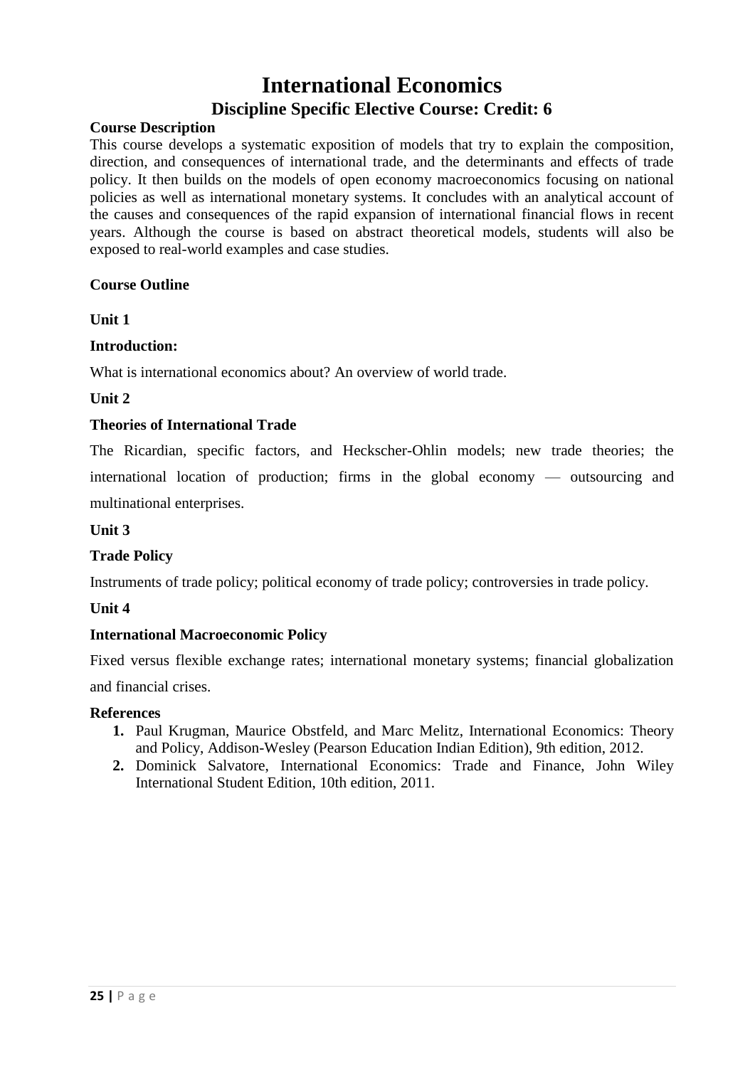# International Economics

## Discipline Specific Elective Course: Credit: 6

**Course Description**

This course develops a systematic exposition of models that try to explain the composition, direction, and consequences of international trade, and the determinants and effects of trade policy. It then builds on the models of open economy macroeconomics focusing on national policies as well as international monetary systems. It concludes with an analytical account of the causes and consequences of the rapid expansion of international financial flows in recent years. Although the course is based on abstract theoretical models, students will also be exposed to real-world examples and case studies.

**Course Outline**

**Unit 1**

**Introduction:**

What is international economics about? An overview of world trade.

**Unit 2**

**Theories of International Trade**

The Ricardian, specific factors, and Heckscher-Ohlin models; new trade theories; the international location of production; firms in the global economy — outsourcing and multinational enterprises.

**Unit 3**

**Trade Policy**

Instruments of trade policy; political economy of trade policy; controversies in trade policy.

**Unit 4**

**International Macroeconomic Policy**

Fixed versus flexible exchange rates; international monetary systems; financial globalization and financial crises.

**References**

1. Paul Krugman, Maurice Obstfeld, and Marc Melitz, International Economics: Theory and Policy, Addison-Wesley (Pearson Education Indian Edition), 9th edition, 2012.
2. Dominick Salvatore, International Economics: Trade and Finance, John Wiley International Student Edition, 10th edition, 2011.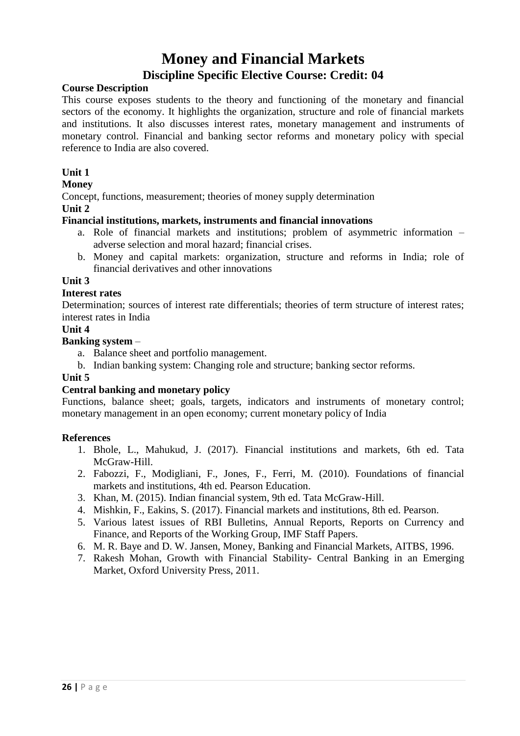# Money and Financial Markets

## Discipline Specific Elective Course: Credit: 04

**Course Description**

This course exposes students to the theory and functioning of the monetary and financial sectors of the economy. It highlights the organization, structure and role of financial markets and institutions. It also discusses interest rates, monetary management and instruments of monetary control. Financial and banking sector reforms and monetary policy with special reference to India are also covered.

**Unit 1**

**Money**

Concept, functions, measurement; theories of money supply determination

**Unit 2**

**Financial institutions, markets, instruments and financial innovations**

a. Role of financial markets and institutions; problem of asymmetric information – adverse selection and moral hazard; financial crises.
b. Money and capital markets: organization, structure and reforms in India; role of financial derivatives and other innovations

**Unit 3**

**Interest rates**

Determination; sources of interest rate differentials; theories of term structure of interest rates; interest rates in India

**Unit 4**

**Banking system** –

a. Balance sheet and portfolio management.
b. Indian banking system: Changing role and structure; banking sector reforms.

**Unit 5**

**Central banking and monetary policy**

Functions, balance sheet; goals, targets, indicators and instruments of monetary control; monetary management in an open economy; current monetary policy of India

**References**

1. Bhole, L., Mahukud, J. (2017). Financial institutions and markets, 6th ed. Tata McGraw-Hill.
2. Fabozzi, F., Modigliani, F., Jones, F., Ferri, M. (2010). Foundations of financial markets and institutions, 4th ed. Pearson Education.
3. Khan, M. (2015). Indian financial system, 9th ed. Tata McGraw-Hill.
4. Mishkin, F., Eakins, S. (2017). Financial markets and institutions, 8th ed. Pearson.
5. Various latest issues of RBI Bulletins, Annual Reports, Reports on Currency and Finance, and Reports of the Working Group, IMF Staff Papers.
6. M. R. Baye and D. W. Jansen, Money, Banking and Financial Markets, AITBS, 1996.
7. Rakesh Mohan, Growth with Financial Stability- Central Banking in an Emerging Market, Oxford University Press, 2011.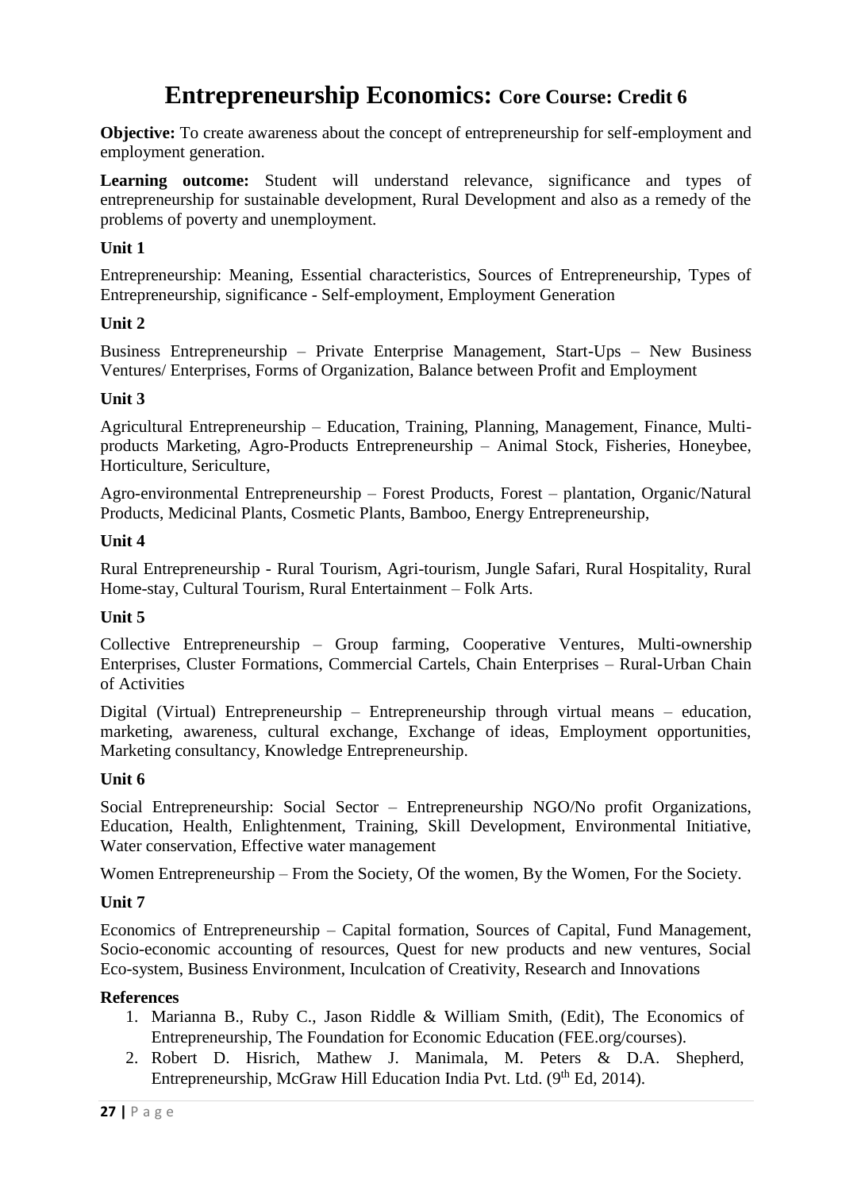# Entrepreneurship Economics: Core Course: Credit 6

**Objective:** To create awareness about the concept of entrepreneurship for self-employment and employment generation.

**Learning outcome:** Student will understand relevance, significance and types of entrepreneurship for sustainable development, Rural Development and also as a remedy of the problems of poverty and unemployment.

**Unit 1**

Entrepreneurship: Meaning, Essential characteristics, Sources of Entrepreneurship, Types of Entrepreneurship, significance - Self-employment, Employment Generation

**Unit 2**

Business Entrepreneurship – Private Enterprise Management, Start-Ups – New Business Ventures/ Enterprises, Forms of Organization, Balance between Profit and Employment

**Unit 3**

Agricultural Entrepreneurship – Education, Training, Planning, Management, Finance, Multi-products Marketing, Agro-Products Entrepreneurship – Animal Stock, Fisheries, Honeybee, Horticulture, Sericulture,

Agro-environmental Entrepreneurship – Forest Products, Forest – plantation, Organic/Natural Products, Medicinal Plants, Cosmetic Plants, Bamboo, Energy Entrepreneurship,

**Unit 4**

Rural Entrepreneurship - Rural Tourism, Agri-tourism, Jungle Safari, Rural Hospitality, Rural Home-stay, Cultural Tourism, Rural Entertainment – Folk Arts.

**Unit 5**

Collective Entrepreneurship – Group farming, Cooperative Ventures, Multi-ownership Enterprises, Cluster Formations, Commercial Cartels, Chain Enterprises – Rural-Urban Chain of Activities

Digital (Virtual) Entrepreneurship – Entrepreneurship through virtual means – education, marketing, awareness, cultural exchange, Exchange of ideas, Employment opportunities, Marketing consultancy, Knowledge Entrepreneurship.

**Unit 6**

Social Entrepreneurship: Social Sector – Entrepreneurship NGO/No profit Organizations, Education, Health, Enlightenment, Training, Skill Development, Environmental Initiative, Water conservation, Effective water management

Women Entrepreneurship – From the Society, Of the women, By the Women, For the Society.

**Unit 7**

Economics of Entrepreneurship – Capital formation, Sources of Capital, Fund Management, Socio-economic accounting of resources, Quest for new products and new ventures, Social Eco-system, Business Environment, Inculcation of Creativity, Research and Innovations

**References**

1. Marianna B., Ruby C., Jason Riddle & William Smith, (Edit), The Economics of Entrepreneurship, The Foundation for Economic Education (FEE.org/courses).
2. Robert D. Hisrich, Mathew J. Manimala, M. Peters & D.A. Shepherd, Entrepreneurship, McGraw Hill Education India Pvt. Ltd. (9th Ed, 2014).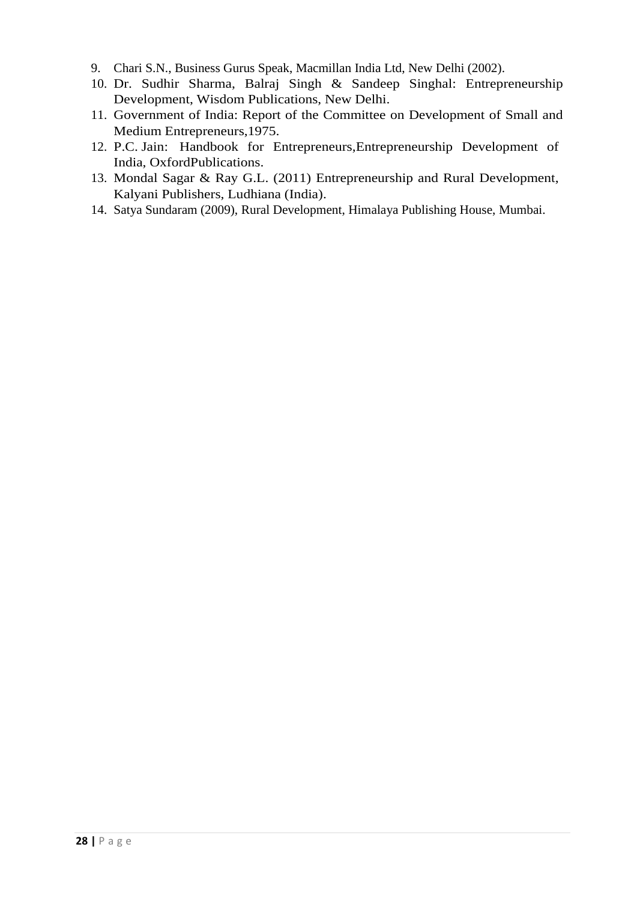9. Chari S.N., Business Gurus Speak, Macmillan India Ltd, New Delhi (2002).
10. Dr. Sudhir Sharma, Balraj Singh & Sandeep Singhal: Entrepreneurship Development, Wisdom Publications, New Delhi.
11. Government of India: Report of the Committee on Development of Small and Medium Entrepreneurs,1975.
12. P.C. Jain: Handbook for Entrepreneurs,Entrepreneurship Development of India, OxfordPublications.
13. Mondal Sagar & Ray G.L. (2011) Entrepreneurship and Rural Development, Kalyani Publishers, Ludhiana (India).
14. Satya Sundaram (2009), Rural Development, Himalaya Publishing House, Mumbai.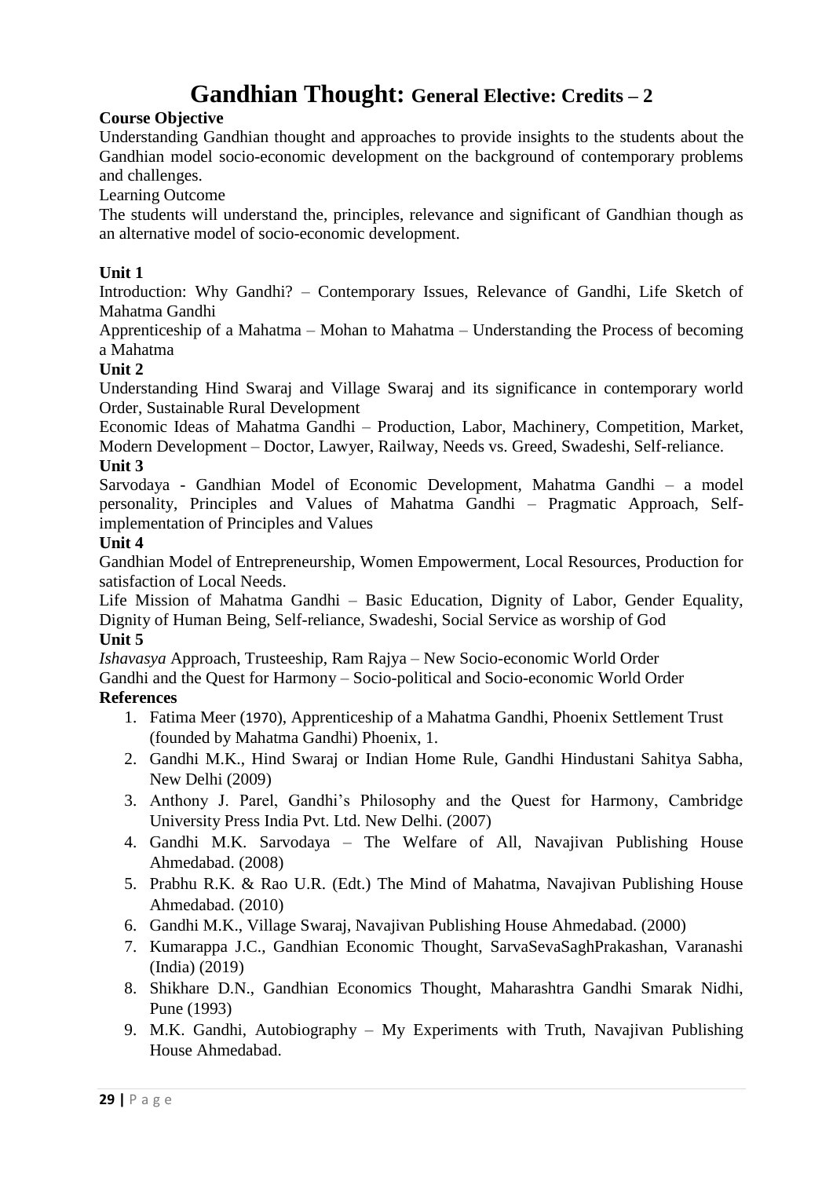# Gandhian Thought: General Elective: Credits – 2

**Course Objective**

Understanding Gandhian thought and approaches to provide insights to the students about the Gandhian model socio-economic development on the background of contemporary problems and challenges.

Learning Outcome

The students will understand the, principles, relevance and significant of Gandhian though as an alternative model of socio-economic development.

**Unit 1**

Introduction: Why Gandhi? – Contemporary Issues, Relevance of Gandhi, Life Sketch of Mahatma Gandhi

Apprenticeship of a Mahatma – Mohan to Mahatma – Understanding the Process of becoming a Mahatma

**Unit 2**

Understanding Hind Swaraj and Village Swaraj and its significance in contemporary world Order, Sustainable Rural Development

Economic Ideas of Mahatma Gandhi – Production, Labor, Machinery, Competition, Market, Modern Development – Doctor, Lawyer, Railway, Needs vs. Greed, Swadeshi, Self-reliance.

**Unit 3**

Sarvodaya - Gandhian Model of Economic Development, Mahatma Gandhi – a model personality, Principles and Values of Mahatma Gandhi – Pragmatic Approach, Self-implementation of Principles and Values

**Unit 4**

Gandhian Model of Entrepreneurship, Women Empowerment, Local Resources, Production for satisfaction of Local Needs.

Life Mission of Mahatma Gandhi – Basic Education, Dignity of Labor, Gender Equality, Dignity of Human Being, Self-reliance, Swadeshi, Social Service as worship of God

**Unit 5**

*Ishavasya* Approach, Trusteeship, Ram Rajya – New Socio-economic World Order

Gandhi and the Quest for Harmony – Socio-political and Socio-economic World Order

**References**

1. Fatima Meer (1970), Apprenticeship of a Mahatma Gandhi, Phoenix Settlement Trust (founded by Mahatma Gandhi) Phoenix, 1.
2. Gandhi M.K., Hind Swaraj or Indian Home Rule, Gandhi Hindustani Sahitya Sabha, New Delhi (2009)
3. Anthony J. Parel, Gandhi's Philosophy and the Quest for Harmony, Cambridge University Press India Pvt. Ltd. New Delhi. (2007)
4. Gandhi M.K. Sarvodaya – The Welfare of All, Navajivan Publishing House Ahmedabad. (2008)
5. Prabhu R.K. & Rao U.R. (Edt.) The Mind of Mahatma, Navajivan Publishing House Ahmedabad. (2010)
6. Gandhi M.K., Village Swaraj, Navajivan Publishing House Ahmedabad. (2000)
7. Kumarappa J.C., Gandhian Economic Thought, SarvaSevaSaghPrakashan, Varanashi (India) (2019)
8. Shikhare D.N., Gandhian Economics Thought, Maharashtra Gandhi Smarak Nidhi, Pune (1993)
9. M.K. Gandhi, Autobiography – My Experiments with Truth, Navajivan Publishing House Ahmedabad.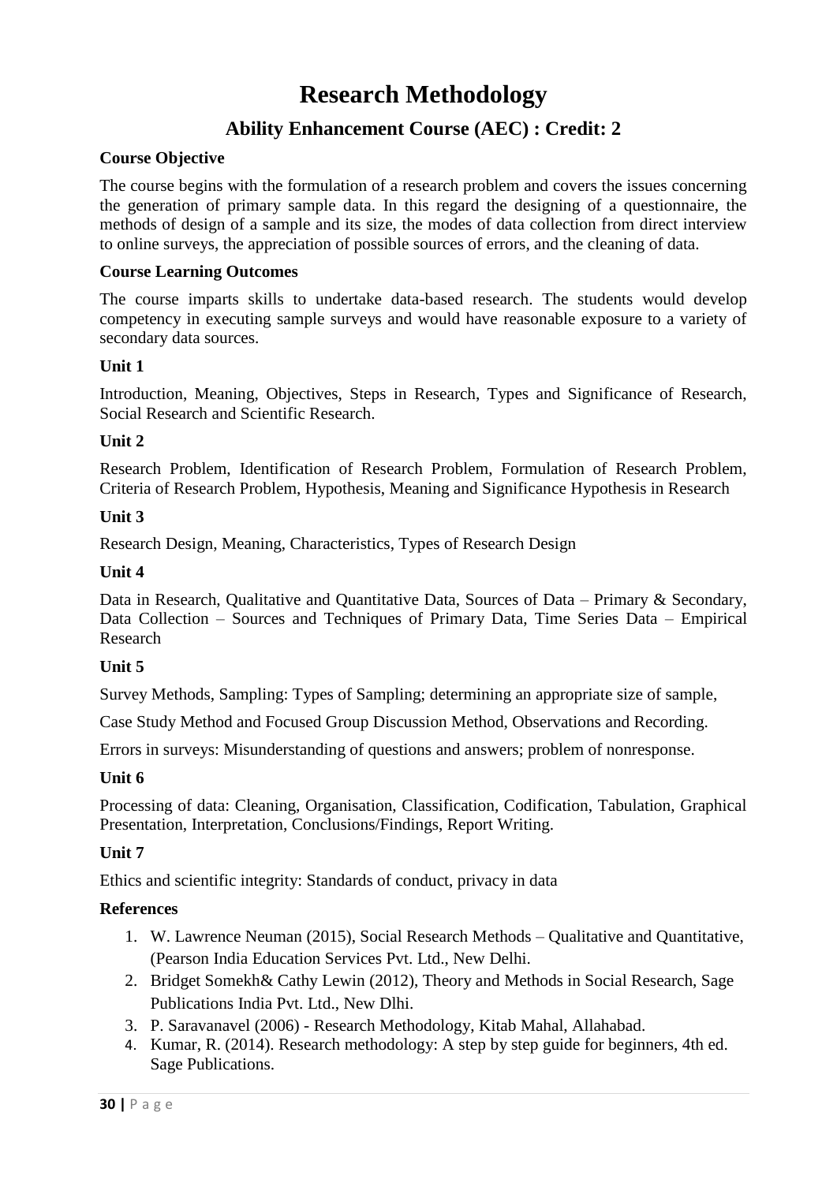# Research Methodology

## Ability Enhancement Course (AEC) : Credit: 2

**Course Objective**

The course begins with the formulation of a research problem and covers the issues concerning the generation of primary sample data. In this regard the designing of a questionnaire, the methods of design of a sample and its size, the modes of data collection from direct interview to online surveys, the appreciation of possible sources of errors, and the cleaning of data.

**Course Learning Outcomes**

The course imparts skills to undertake data-based research. The students would develop competency in executing sample surveys and would have reasonable exposure to a variety of secondary data sources.

**Unit 1**

Introduction, Meaning, Objectives, Steps in Research, Types and Significance of Research, Social Research and Scientific Research.

**Unit 2**

Research Problem, Identification of Research Problem, Formulation of Research Problem, Criteria of Research Problem, Hypothesis, Meaning and Significance Hypothesis in Research

**Unit 3**

Research Design, Meaning, Characteristics, Types of Research Design

**Unit 4**

Data in Research, Qualitative and Quantitative Data, Sources of Data – Primary & Secondary, Data Collection – Sources and Techniques of Primary Data, Time Series Data – Empirical Research

**Unit 5**

Survey Methods, Sampling: Types of Sampling; determining an appropriate size of sample,

Case Study Method and Focused Group Discussion Method, Observations and Recording.

Errors in surveys: Misunderstanding of questions and answers; problem of nonresponse.

**Unit 6**

Processing of data: Cleaning, Organisation, Classification, Codification, Tabulation, Graphical Presentation, Interpretation, Conclusions/Findings, Report Writing.

**Unit 7**

Ethics and scientific integrity: Standards of conduct, privacy in data

**References**

1. W. Lawrence Neuman (2015), Social Research Methods – Qualitative and Quantitative, (Pearson India Education Services Pvt. Ltd., New Delhi.
2. Bridget Somekh& Cathy Lewin (2012), Theory and Methods in Social Research, Sage Publications India Pvt. Ltd., New Dlhi.
3. P. Saravanavel (2006) - Research Methodology, Kitab Mahal, Allahabad.
4. Kumar, R. (2014). Research methodology: A step by step guide for beginners, 4th ed. Sage Publications.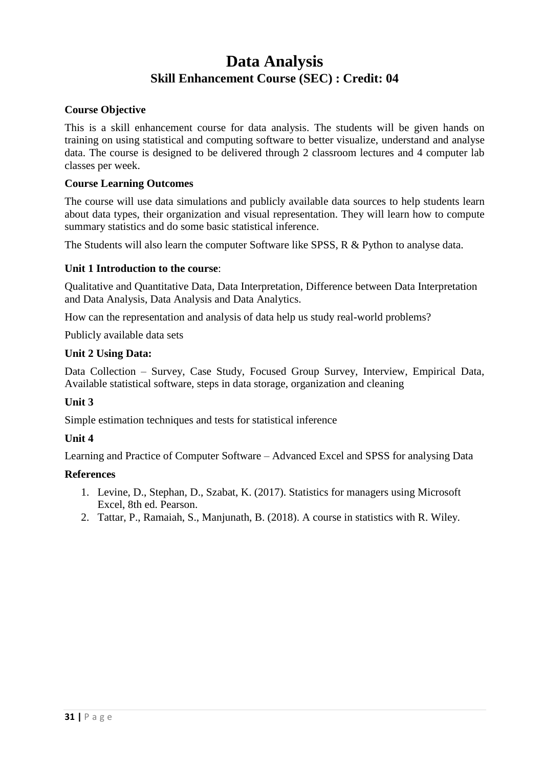# Data Analysis

## Skill Enhancement Course (SEC) : Credit: 04

**Course Objective**

This is a skill enhancement course for data analysis. The students will be given hands on training on using statistical and computing software to better visualize, understand and analyse data. The course is designed to be delivered through 2 classroom lectures and 4 computer lab classes per week.

**Course Learning Outcomes**

The course will use data simulations and publicly available data sources to help students learn about data types, their organization and visual representation. They will learn how to compute summary statistics and do some basic statistical inference.

The Students will also learn the computer Software like SPSS, R & Python to analyse data.

**Unit 1 Introduction to the course**:

Qualitative and Quantitative Data, Data Interpretation, Difference between Data Interpretation and Data Analysis, Data Analysis and Data Analytics.

How can the representation and analysis of data help us study real-world problems?

Publicly available data sets

**Unit 2 Using Data:**

Data Collection – Survey, Case Study, Focused Group Survey, Interview, Empirical Data, Available statistical software, steps in data storage, organization and cleaning

**Unit 3**

Simple estimation techniques and tests for statistical inference

**Unit 4**

Learning and Practice of Computer Software – Advanced Excel and SPSS for analysing Data

**References**

1. Levine, D., Stephan, D., Szabat, K. (2017). Statistics for managers using Microsoft Excel, 8th ed. Pearson.
2. Tattar, P., Ramaiah, S., Manjunath, B. (2018). A course in statistics with R. Wiley.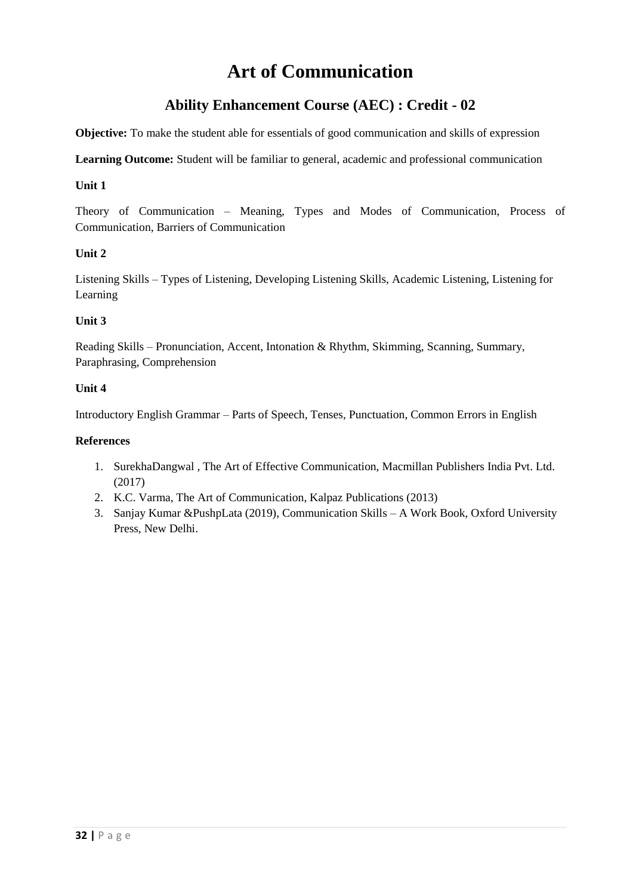# Art of Communication

## Ability Enhancement Course (AEC) : Credit - 02

**Objective:** To make the student able for essentials of good communication and skills of expression

**Learning Outcome:** Student will be familiar to general, academic and professional communication

**Unit 1**

Theory of Communication – Meaning, Types and Modes of Communication, Process of Communication, Barriers of Communication

**Unit 2**

Listening Skills – Types of Listening, Developing Listening Skills, Academic Listening, Listening for Learning

**Unit 3**

Reading Skills – Pronunciation, Accent, Intonation & Rhythm, Skimming, Scanning, Summary, Paraphrasing, Comprehension

**Unit 4**

Introductory English Grammar – Parts of Speech, Tenses, Punctuation, Common Errors in English

**References**

1. SurekhaDangwal , The Art of Effective Communication, Macmillan Publishers India Pvt. Ltd. (2017)
2. K.C. Varma, The Art of Communication, Kalpaz Publications (2013)
3. Sanjay Kumar &PushpLata (2019), Communication Skills – A Work Book, Oxford University Press, New Delhi.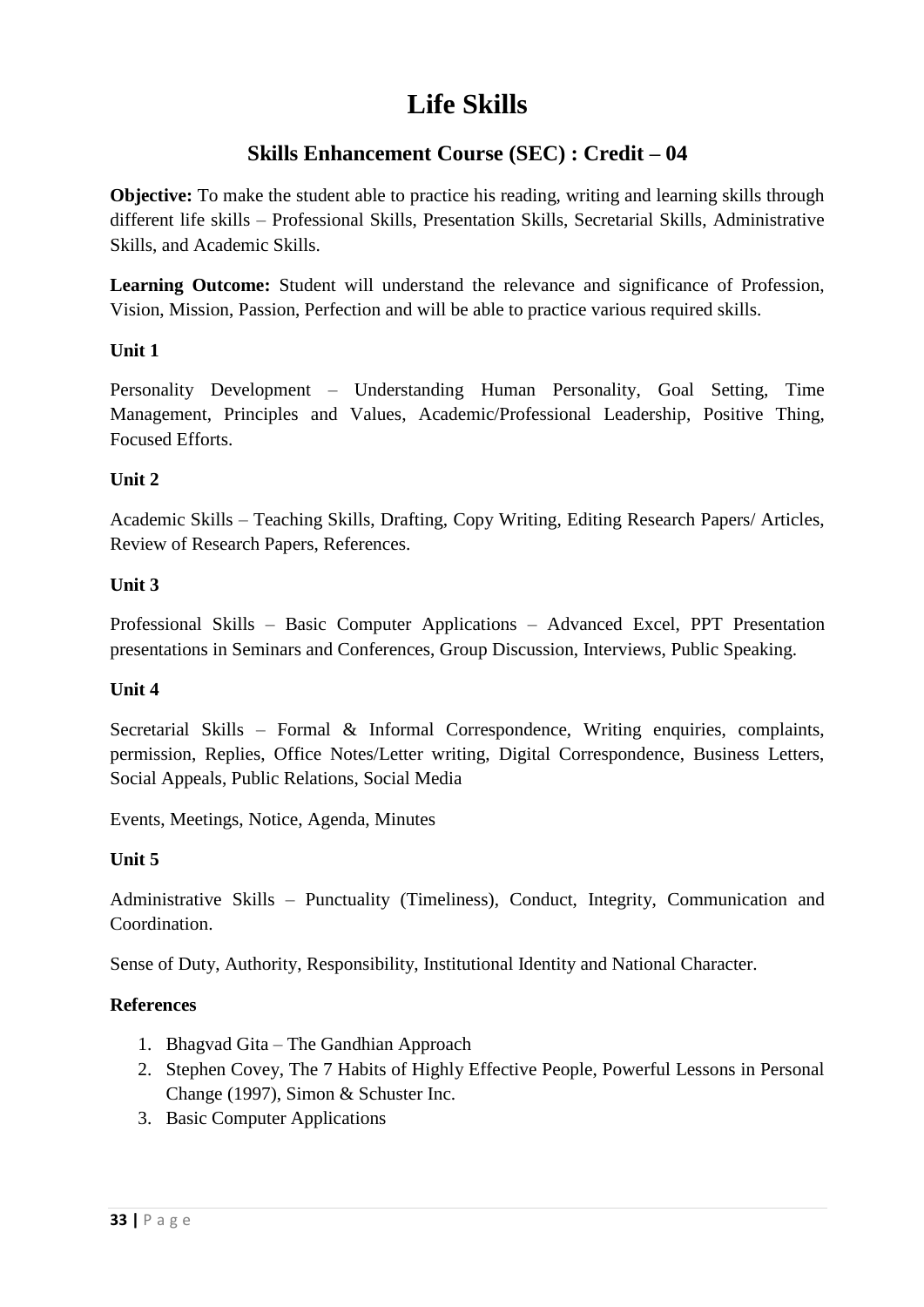# Life Skills

## Skills Enhancement Course (SEC) : Credit – 04

**Objective:** To make the student able to practice his reading, writing and learning skills through different life skills – Professional Skills, Presentation Skills, Secretarial Skills, Administrative Skills, and Academic Skills.

**Learning Outcome:** Student will understand the relevance and significance of Profession, Vision, Mission, Passion, Perfection and will be able to practice various required skills.

**Unit 1**

Personality Development – Understanding Human Personality, Goal Setting, Time Management, Principles and Values, Academic/Professional Leadership, Positive Thing, Focused Efforts.

**Unit 2**

Academic Skills – Teaching Skills, Drafting, Copy Writing, Editing Research Papers/ Articles, Review of Research Papers, References.

**Unit 3**

Professional Skills – Basic Computer Applications – Advanced Excel, PPT Presentation presentations in Seminars and Conferences, Group Discussion, Interviews, Public Speaking.

**Unit 4**

Secretarial Skills – Formal & Informal Correspondence, Writing enquiries, complaints, permission, Replies, Office Notes/Letter writing, Digital Correspondence, Business Letters, Social Appeals, Public Relations, Social Media

Events, Meetings, Notice, Agenda, Minutes

**Unit 5**

Administrative Skills – Punctuality (Timeliness), Conduct, Integrity, Communication and Coordination.

Sense of Duty, Authority, Responsibility, Institutional Identity and National Character.

**References**

1. Bhagvad Gita – The Gandhian Approach
2. Stephen Covey, The 7 Habits of Highly Effective People, Powerful Lessons in Personal Change (1997), Simon & Schuster Inc.
3. Basic Computer Applications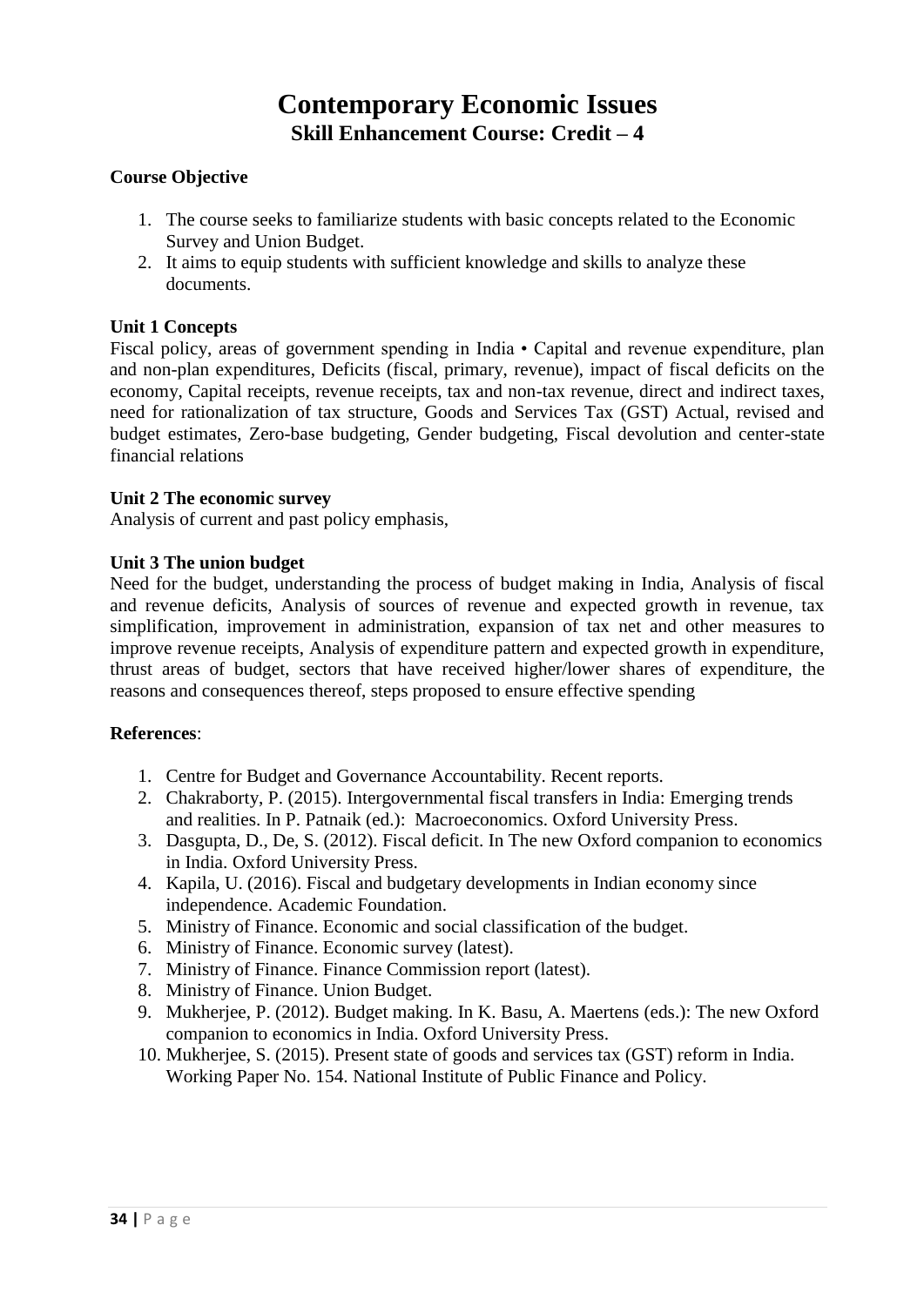# Contemporary Economic Issues

## Skill Enhancement Course: Credit – 4

**Course Objective**

1. The course seeks to familiarize students with basic concepts related to the Economic Survey and Union Budget.
2. It aims to equip students with sufficient knowledge and skills to analyze these documents.

**Unit 1 Concepts**

Fiscal policy, areas of government spending in India • Capital and revenue expenditure, plan and non-plan expenditures, Deficits (fiscal, primary, revenue), impact of fiscal deficits on the economy, Capital receipts, revenue receipts, tax and non-tax revenue, direct and indirect taxes, need for rationalization of tax structure, Goods and Services Tax (GST) Actual, revised and budget estimates, Zero-base budgeting, Gender budgeting, Fiscal devolution and center-state financial relations

**Unit 2 The economic survey**

Analysis of current and past policy emphasis,

**Unit 3 The union budget**

Need for the budget, understanding the process of budget making in India, Analysis of fiscal and revenue deficits, Analysis of sources of revenue and expected growth in revenue, tax simplification, improvement in administration, expansion of tax net and other measures to improve revenue receipts, Analysis of expenditure pattern and expected growth in expenditure, thrust areas of budget, sectors that have received higher/lower shares of expenditure, the reasons and consequences thereof, steps proposed to ensure effective spending

**References**:

1. Centre for Budget and Governance Accountability. Recent reports.
2. Chakraborty, P. (2015). Intergovernmental fiscal transfers in India: Emerging trends and realities. In P. Patnaik (ed.): Macroeconomics. Oxford University Press.
3. Dasgupta, D., De, S. (2012). Fiscal deficit. In The new Oxford companion to economics in India. Oxford University Press.
4. Kapila, U. (2016). Fiscal and budgetary developments in Indian economy since independence. Academic Foundation.
5. Ministry of Finance. Economic and social classification of the budget.
6. Ministry of Finance. Economic survey (latest).
7. Ministry of Finance. Finance Commission report (latest).
8. Ministry of Finance. Union Budget.
9. Mukherjee, P. (2012). Budget making. In K. Basu, A. Maertens (eds.): The new Oxford companion to economics in India. Oxford University Press.
10. Mukherjee, S. (2015). Present state of goods and services tax (GST) reform in India. Working Paper No. 154. National Institute of Public Finance and Policy.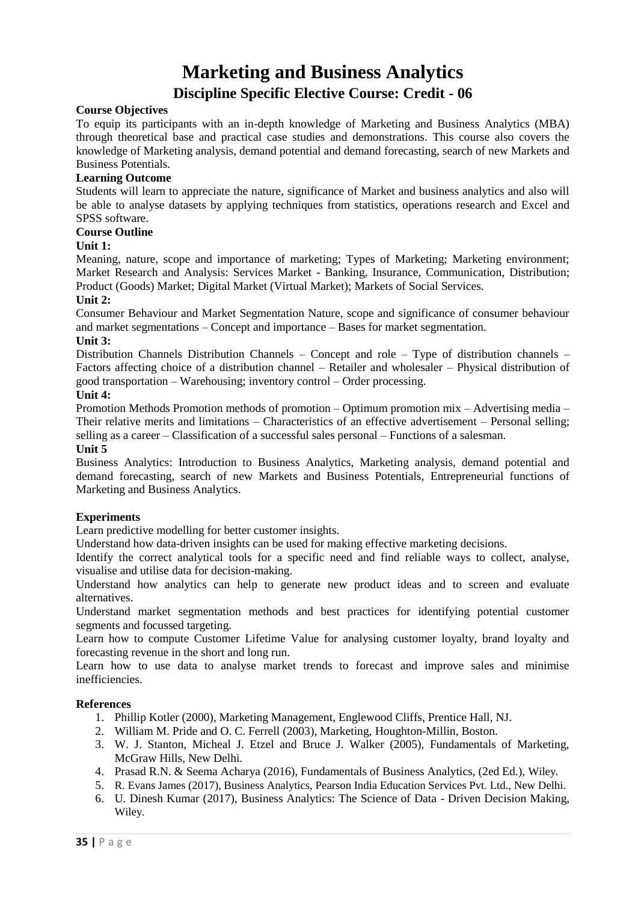# Marketing and Business Analytics

## Discipline Specific Elective Course: Credit - 06

**Course Objectives**

To equip its participants with an in-depth knowledge of Marketing and Business Analytics (MBA) through theoretical base and practical case studies and demonstrations. This course also covers the knowledge of Marketing analysis, demand potential and demand forecasting, search of new Markets and Business Potentials.

**Learning Outcome**

Students will learn to appreciate the nature, significance of Market and business analytics and also will be able to analyse datasets by applying techniques from statistics, operations research and Excel and SPSS software.

**Course Outline**

**Unit 1:**

Meaning, nature, scope and importance of marketing; Types of Marketing; Marketing environment; Market Research and Analysis: Services Market - Banking, Insurance, Communication, Distribution; Product (Goods) Market; Digital Market (Virtual Market); Markets of Social Services.

**Unit 2:**

Consumer Behaviour and Market Segmentation Nature, scope and significance of consumer behaviour and market segmentations – Concept and importance – Bases for market segmentation.

**Unit 3:**

Distribution Channels Distribution Channels – Concept and role – Type of distribution channels – Factors affecting choice of a distribution channel – Retailer and wholesaler – Physical distribution of good transportation – Warehousing; inventory control – Order processing.

**Unit 4:**

Promotion Methods Promotion methods of promotion – Optimum promotion mix – Advertising media – Their relative merits and limitations – Characteristics of an effective advertisement – Personal selling; selling as a career – Classification of a successful sales personal – Functions of a salesman.

**Unit 5**

Business Analytics: Introduction to Business Analytics, Marketing analysis, demand potential and demand forecasting, search of new Markets and Business Potentials, Entrepreneurial functions of Marketing and Business Analytics.

**Experiments**

Learn predictive modelling for better customer insights.

Understand how data-driven insights can be used for making effective marketing decisions.

Identify the correct analytical tools for a specific need and find reliable ways to collect, analyse, visualise and utilise data for decision-making.

Understand how analytics can help to generate new product ideas and to screen and evaluate alternatives.

Understand market segmentation methods and best practices for identifying potential customer segments and focussed targeting.

Learn how to compute Customer Lifetime Value for analysing customer loyalty, brand loyalty and forecasting revenue in the short and long run.

Learn how to use data to analyse market trends to forecast and improve sales and minimise inefficiencies.

**References**

1. Phillip Kotler (2000), Marketing Management, Englewood Cliffs, Prentice Hall, NJ.
2. William M. Pride and O. C. Ferrell (2003), Marketing, Houghton-Millin, Boston.
3. W. J. Stanton, Micheal J. Etzel and Bruce J. Walker (2005), Fundamentals of Marketing, McGraw Hills, New Delhi.
4. Prasad R.N. & Seema Acharya (2016), Fundamentals of Business Analytics, (2ed Ed.), Wiley.
5. R. Evans James (2017), Business Analytics, Pearson India Education Services Pvt. Ltd., New Delhi.
6. U. Dinesh Kumar (2017), Business Analytics: The Science of Data - Driven Decision Making, Wiley.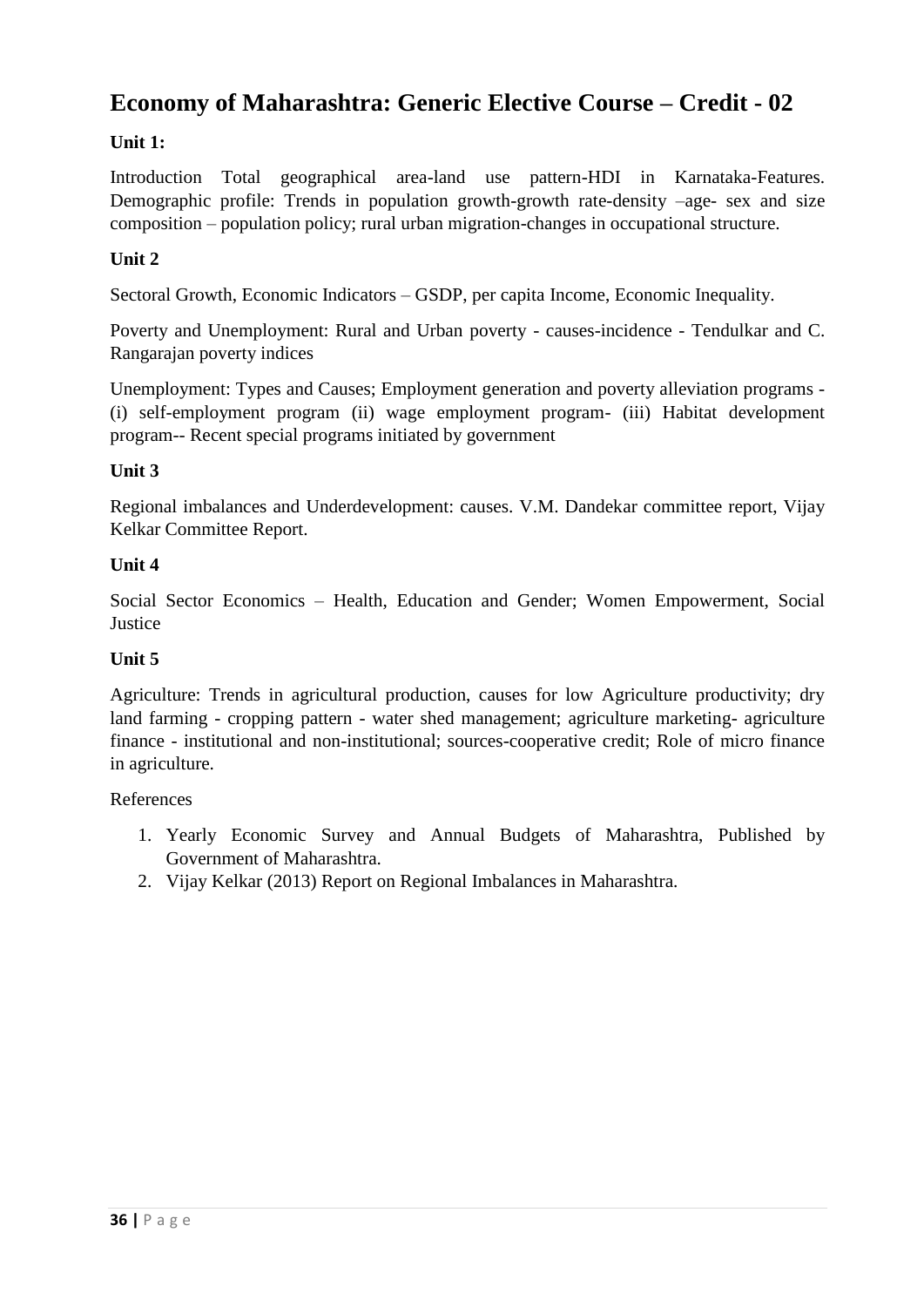# Economy of Maharashtra: Generic Elective Course – Credit - 02

**Unit 1:**

Introduction Total geographical area-land use pattern-HDI in Karnataka-Features. Demographic profile: Trends in population growth-growth rate-density –age- sex and size composition – population policy; rural urban migration-changes in occupational structure.

**Unit 2**

Sectoral Growth, Economic Indicators – GSDP, per capita Income, Economic Inequality.

Poverty and Unemployment: Rural and Urban poverty - causes-incidence - Tendulkar and C. Rangarajan poverty indices

Unemployment: Types and Causes; Employment generation and poverty alleviation programs - (i) self-employment program (ii) wage employment program- (iii) Habitat development program-- Recent special programs initiated by government

**Unit 3**

Regional imbalances and Underdevelopment: causes. V.M. Dandekar committee report, Vijay Kelkar Committee Report.

**Unit 4**

Social Sector Economics – Health, Education and Gender; Women Empowerment, Social Justice

**Unit 5**

Agriculture: Trends in agricultural production, causes for low Agriculture productivity; dry land farming - cropping pattern - water shed management; agriculture marketing- agriculture finance - institutional and non-institutional; sources-cooperative credit; Role of micro finance in agriculture.

References

1. Yearly Economic Survey and Annual Budgets of Maharashtra, Published by Government of Maharashtra.
2. Vijay Kelkar (2013) Report on Regional Imbalances in Maharashtra.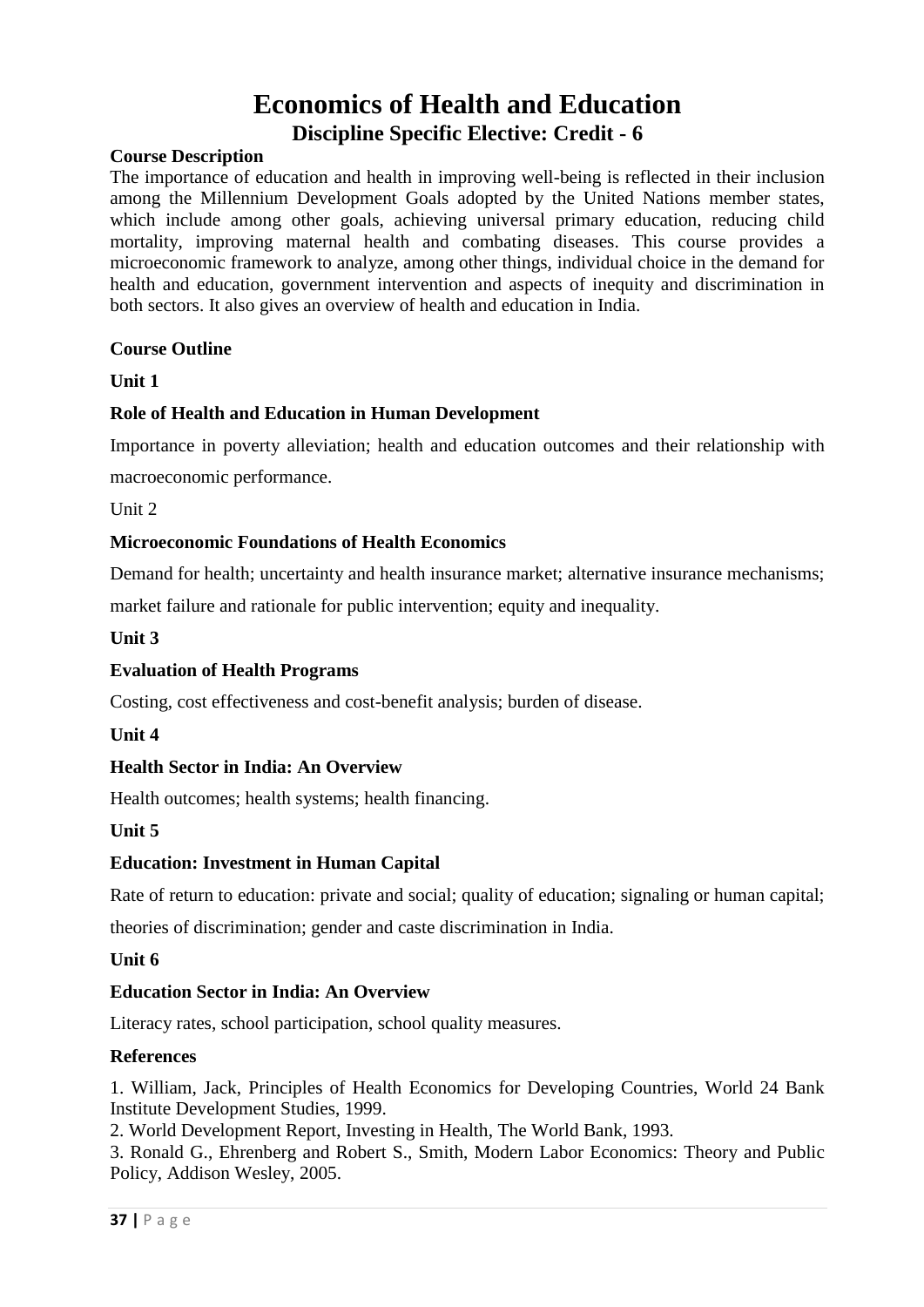# Economics of Health and Education

## Discipline Specific Elective: Credit - 6

**Course Description**

The importance of education and health in improving well-being is reflected in their inclusion among the Millennium Development Goals adopted by the United Nations member states, which include among other goals, achieving universal primary education, reducing child mortality, improving maternal health and combating diseases. This course provides a microeconomic framework to analyze, among other things, individual choice in the demand for health and education, government intervention and aspects of inequity and discrimination in both sectors. It also gives an overview of health and education in India.

**Course Outline**

**Unit 1**

**Role of Health and Education in Human Development**

Importance in poverty alleviation; health and education outcomes and their relationship with macroeconomic performance.

Unit 2

**Microeconomic Foundations of Health Economics**

Demand for health; uncertainty and health insurance market; alternative insurance mechanisms; market failure and rationale for public intervention; equity and inequality.

**Unit 3**

**Evaluation of Health Programs**

Costing, cost effectiveness and cost-benefit analysis; burden of disease.

**Unit 4**

**Health Sector in India: An Overview**

Health outcomes; health systems; health financing.

**Unit 5**

**Education: Investment in Human Capital**

Rate of return to education: private and social; quality of education; signaling or human capital; theories of discrimination; gender and caste discrimination in India.

**Unit 6**

**Education Sector in India: An Overview**

Literacy rates, school participation, school quality measures.

**References**

1. William, Jack, Principles of Health Economics for Developing Countries, World 24 Bank Institute Development Studies, 1999.
2. World Development Report, Investing in Health, The World Bank, 1993.
3. Ronald G., Ehrenberg and Robert S., Smith, Modern Labor Economics: Theory and Public Policy, Addison Wesley, 2005.